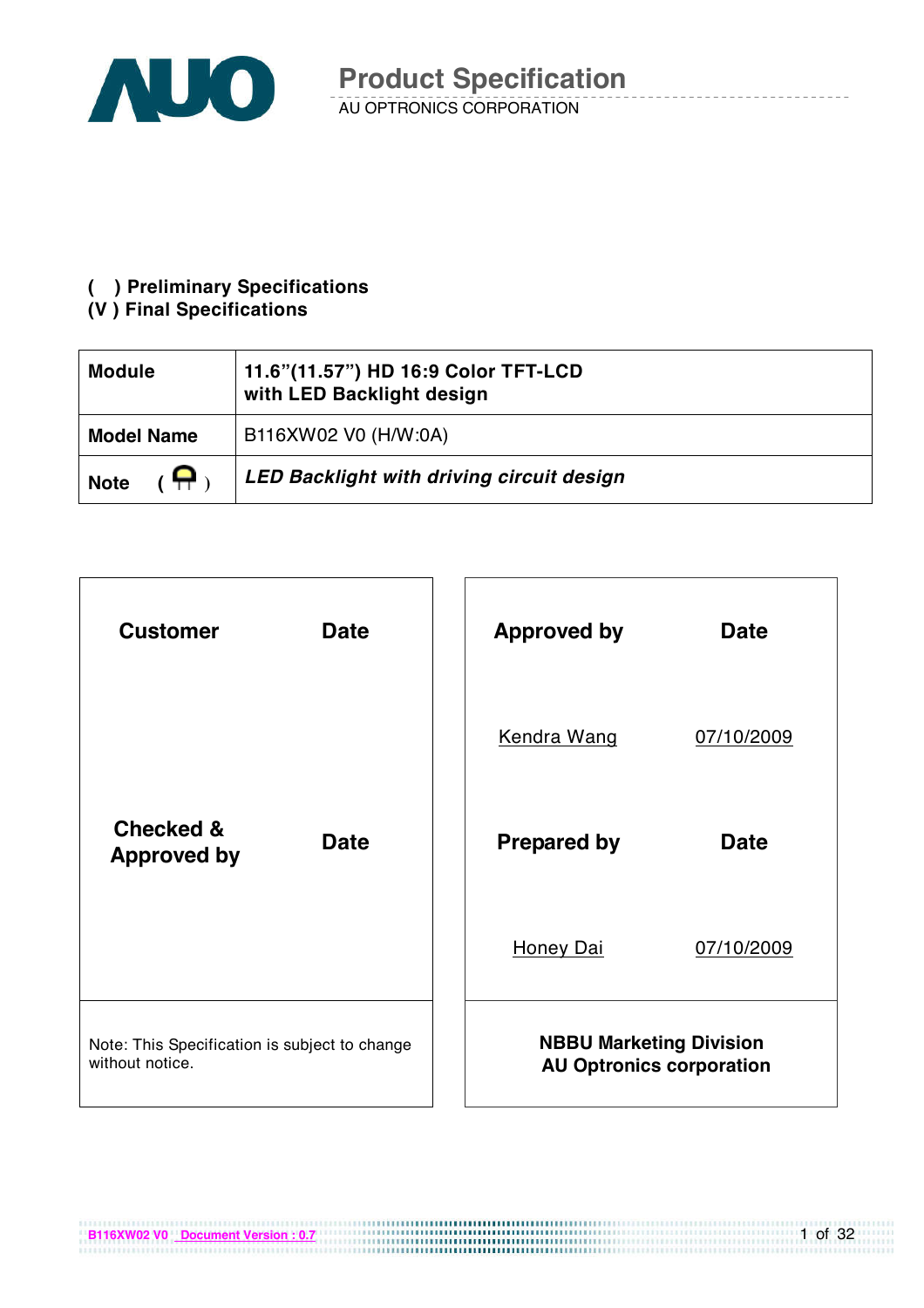# Product Specification

AU OPTRONICS CORPORATION

**(   ) Preliminary Specifications**
**(V ) Final Specifications**

| | |
|---|---|
| **Module** | **11.6"(11.57") HD 16:9 Color TFT-LCD with LED Backlight design** |
| **Model Name** | B116XW02 V0 (H/W:0A) |
| **Note** | ***LED Backlight with driving circuit design*** |

| **Customer** | **Date** | **Approved by** | **Date** |
|---|---|---|---|
| | | Kendra Wang | 07/10/2009 |
| **Checked & Approved by** | **Date** | **Prepared by** | **Date** |
| | | Honey Dai | 07/10/2009 |
| Note: This Specification is subject to change without notice. | | **NBBU Marketing Division AU Optronics corporation** | |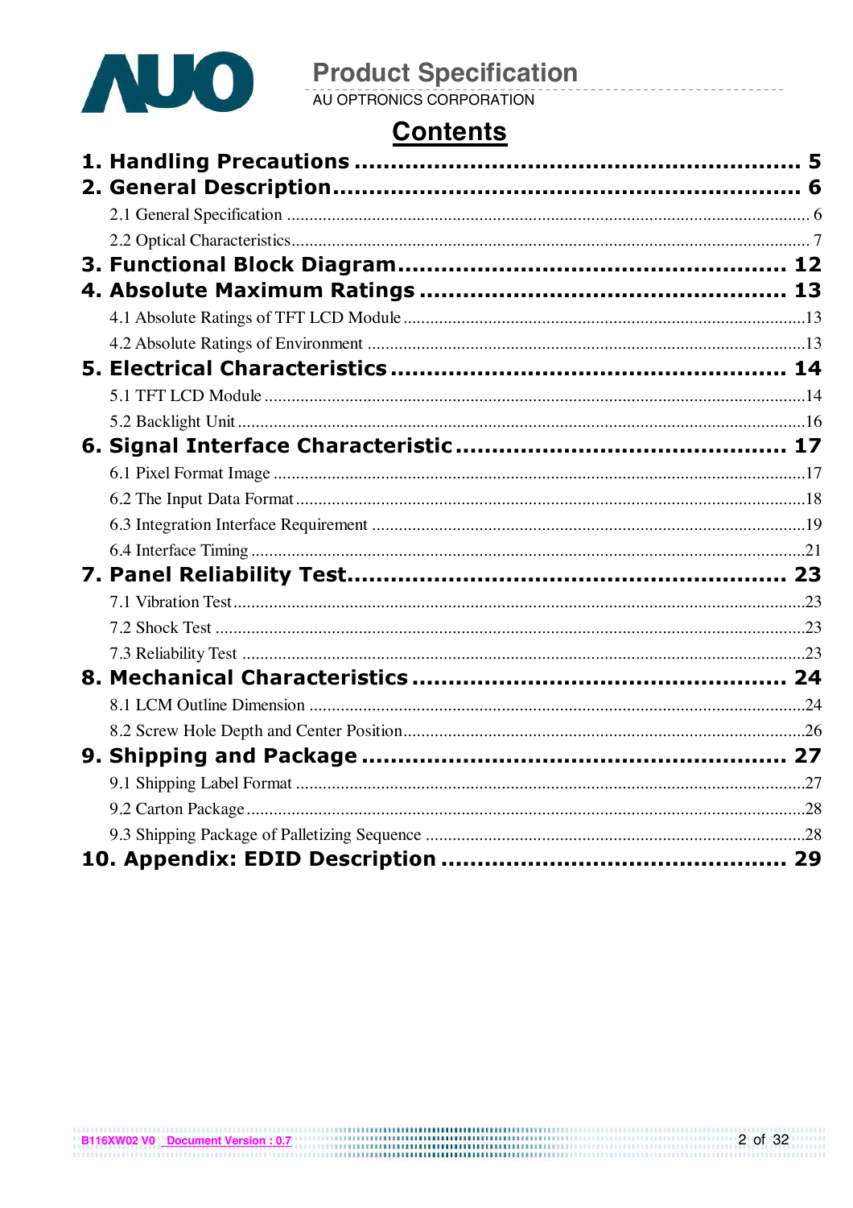# Contents

1. Handling Precautions ........................................................ 5

2. General Description ........................................................ 6

   2.1 General Specification ........................................................ 6

   2.2 Optical Characteristics ........................................................ 7

3. Functional Block Diagram ........................................................ 12

4. Absolute Maximum Ratings ........................................................ 13

   4.1 Absolute Ratings of TFT LCD Module ........................................................ 13

   4.2 Absolute Ratings of Environment ........................................................ 13

5. Electrical Characteristics ........................................................ 14

   5.1 TFT LCD Module ........................................................ 14

   5.2 Backlight Unit ........................................................ 16

6. Signal Interface Characteristic ........................................................ 17

   6.1 Pixel Format Image ........................................................ 17

   6.2 The Input Data Format ........................................................ 18

   6.3 Integration Interface Requirement ........................................................ 19

   6.4 Interface Timing ........................................................ 21

7. Panel Reliability Test ........................................................ 23

   7.1 Vibration Test ........................................................ 23

   7.2 Shock Test ........................................................ 23

   7.3 Reliability Test ........................................................ 23

8. Mechanical Characteristics ........................................................ 24

   8.1 LCM Outline Dimension ........................................................ 24

   8.2 Screw Hole Depth and Center Position ........................................................ 26

9. Shipping and Package ........................................................ 27

   9.1 Shipping Label Format ........................................................ 27

   9.2 Carton Package ........................................................ 28

   9.3 Shipping Package of Palletizing Sequence ........................................................ 28

10. Appendix: EDID Description ........................................................ 29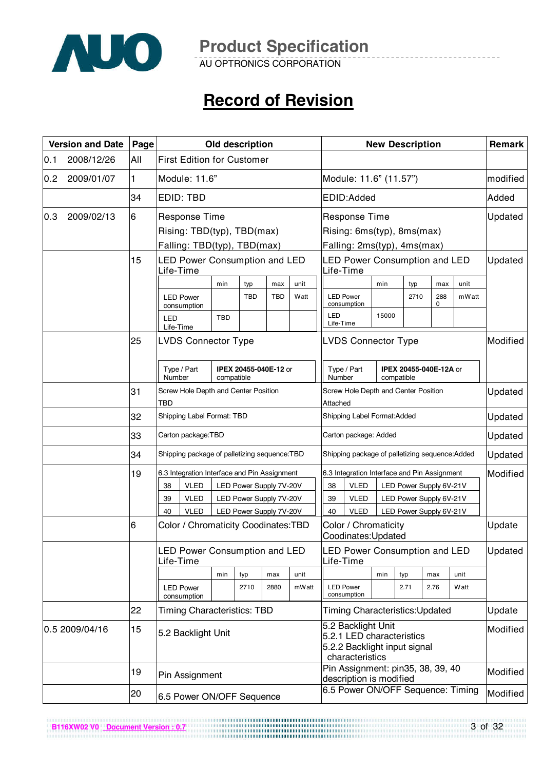# Record of Revision

| Version and Date | Page | Old description | New Description | Remark |
|---|---|---|---|---|
| 0.1 2008/12/26 | All | First Edition for Customer | | |
| 0.2 2009/01/07 | 1 | Module: 11.6” | Module: 11.6” (11.57”) | modified |
| | 34 | EDID: TBD | EDID:Added | Added |
| 0.3 2009/02/13 | 6 | Response Time<br>Rising: TBD(typ), TBD(max)<br>Falling: TBD(typ), TBD(max) | Response Time<br>Rising: 6ms(typ), 8ms(max)<br>Falling: 2ms(typ), 4ms(max) | Updated |
| | 15 | LED Power Consumption and LED Life-Time<br>(min / typ / max / unit)<br>LED Power consumption: – / TBD / TBD / Watt<br>LED Life-Time: TBD / – / – / – | LED Power Consumption and LED Life-Time<br>(min / typ / max / unit)<br>LED Power consumption: – / 2710 / 2880 / mWatt<br>LED Life-Time: 15000 / – / – / – | Updated |
| | 25 | LVDS Connector Type<br>Type / Part Number: **IPEX 20455-040E-12** or compatible | LVDS Connector Type<br>Type / Part Number: **IPEX 20455-040E-12A** or compatible | Modified |
| | 31 | Screw Hole Depth and Center Position<br>TBD | Screw Hole Depth and Center Position<br>Attached | Updated |
| | 32 | Shipping Label Format: TBD | Shipping Label Format:Added | Updated |
| | 33 | Carton package:TBD | Carton package: Added | Updated |
| | 34 | Shipping package of palletizing sequence:TBD | Shipping package of palletizing sequence:Added | Updated |
| | 19 | 6.3 Integration Interface and Pin Assignment<br>38 VLED LED Power Supply 7V-20V<br>39 VLED LED Power Supply 7V-20V<br>40 VLED LED Power Supply 7V-20V | 6.3 Integration Interface and Pin Assignment<br>38 VLED LED Power Supply 6V-21V<br>39 VLED LED Power Supply 6V-21V<br>40 VLED LED Power Supply 6V-21V | Modified |
| | 6 | Color / Chromaticity Coodinates:TBD | Color / Chromaticity Coodinates:Updated | Update |
| | | LED Power Consumption and LED Life-Time<br>(min / typ / max / unit)<br>LED Power consumption: – / 2710 / 2880 / mWatt | LED Power Consumption and LED Life-Time<br>(min / typ / max / unit)<br>LED Power consumption: – / 2.71 / 2.76 / Watt | Updated |
| | 22 | Timing Characteristics: TBD | Timing Characteristics:Updated | Update |
| 0.5 2009/04/16 | 15 | 5.2 Backlight Unit | 5.2 Backlight Unit<br>5.2.1 LED characteristics<br>5.2.2 Backlight input signal characteristics | Modified |
| | 19 | Pin Assignment | Pin Assignment: pin35, 38, 39, 40 description is modified | Modified |
| | 20 | 6.5 Power ON/OFF Sequence | 6.5 Power ON/OFF Sequence: Timing | Modified |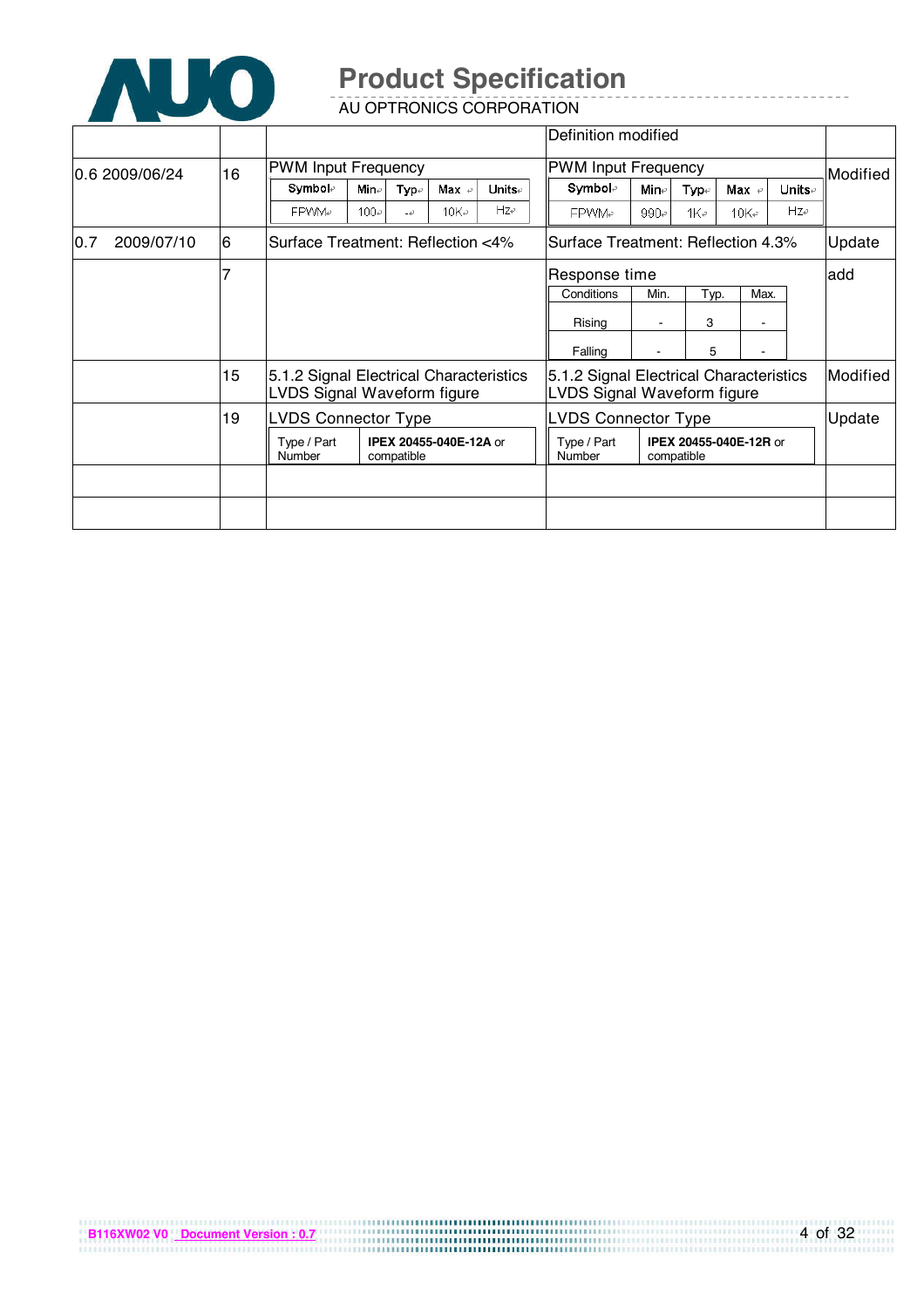| | | | Definition modified | |
|---|---|---|---|---|
| 0.6 2009/06/24 | 16 | PWM Input Frequency<br>Symbol: FPWM, Min: 100, Typ: -, Max: 10K, Units: Hz | PWM Input Frequency<br>Symbol: FPWM, Min: 990, Typ: 1K, Max: 10K, Units: Hz | Modified |
| 0.7 2009/07/10 | 6 | Surface Treatment: Reflection <4% | Surface Treatment: Reflection 4.3% | Update |
| | 7 | | Response time<br>Conditions / Min. / Typ. / Max.<br>Rising / - / 3 / -<br>Falling / - / 5 / - | add |
| | 15 | 5.1.2 Signal Electrical Characteristics LVDS Signal Waveform figure | 5.1.2 Signal Electrical Characteristics LVDS Signal Waveform figure | Modified |
| | 19 | LVDS Connector Type<br>Type / Part Number: **IPEX 20455-040E-12A** or compatible | LVDS Connector Type<br>Type / Part Number: **IPEX 20455-040E-12R** or compatible | Update |
| | | | | |
| | | | | |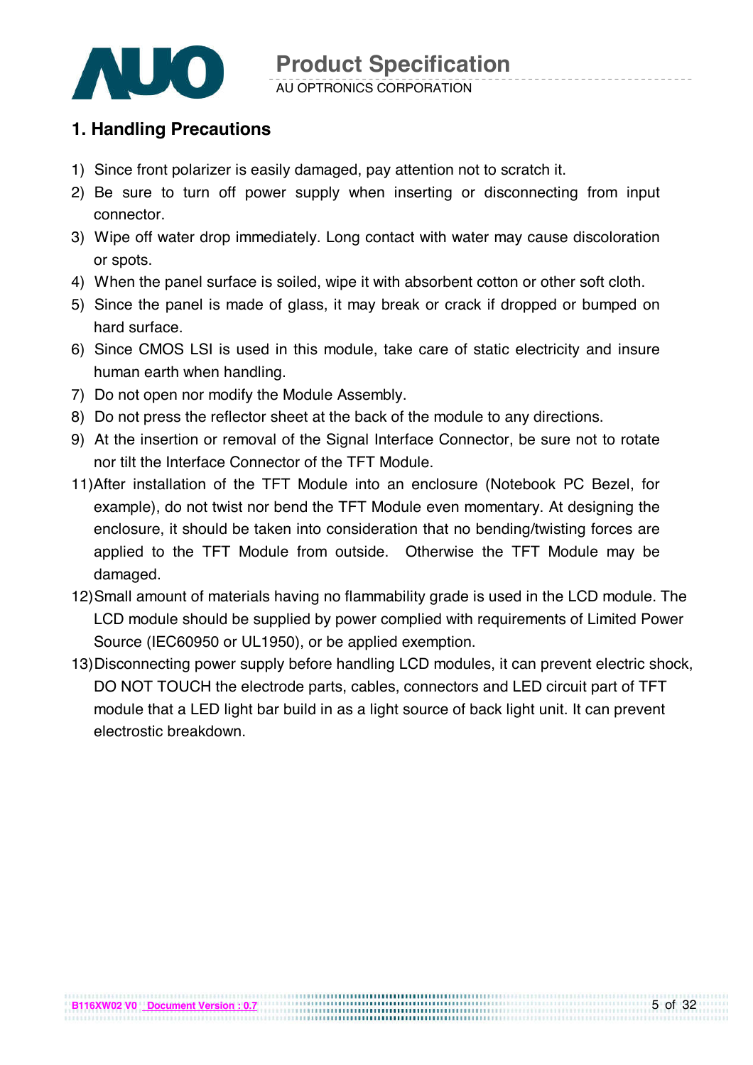## 1. Handling Precautions

1) Since front polarizer is easily damaged, pay attention not to scratch it.
2) Be sure to turn off power supply when inserting or disconnecting from input connector.
3) Wipe off water drop immediately. Long contact with water may cause discoloration or spots.
4) When the panel surface is soiled, wipe it with absorbent cotton or other soft cloth.
5) Since the panel is made of glass, it may break or crack if dropped or bumped on hard surface.
6) Since CMOS LSI is used in this module, take care of static electricity and insure human earth when handling.
7) Do not open nor modify the Module Assembly.
8) Do not press the reflector sheet at the back of the module to any directions.
9) At the insertion or removal of the Signal Interface Connector, be sure not to rotate nor tilt the Interface Connector of the TFT Module.
10) After installation of the TFT Module into an enclosure (Notebook PC Bezel, for example), do not twist nor bend the TFT Module even momentary. At designing the enclosure, it should be taken into consideration that no bending/twisting forces are applied to the TFT Module from outside. Otherwise the TFT Module may be damaged.
11) Small amount of materials having no flammability grade is used in the LCD module. The LCD module should be supplied by power complied with requirements of Limited Power Source (IEC60950 or UL1950), or be applied exemption.
12) Disconnecting power supply before handling LCD modules, it can prevent electric shock, DO NOT TOUCH the electrode parts, cables, connectors and LED circuit part of TFT module that a LED light bar build in as a light source of back light unit. It can prevent electrostic breakdown.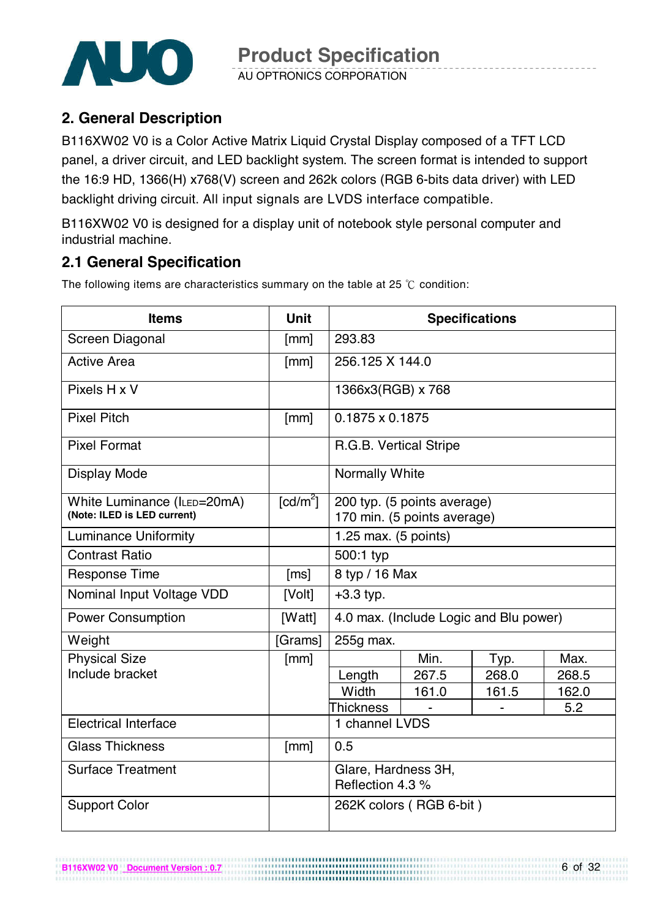## 2. General Description

B116XW02 V0 is a Color Active Matrix Liquid Crystal Display composed of a TFT LCD panel, a driver circuit, and LED backlight system. The screen format is intended to support the 16:9 HD, 1366(H) x768(V) screen and 262k colors (RGB 6-bits data driver) with LED backlight driving circuit. All input signals are LVDS interface compatible.

B116XW02 V0 is designed for a display unit of notebook style personal computer and industrial machine.

### 2.1 General Specification

The following items are characteristics summary on the table at 25 ℃ condition:

| Items | Unit | Specifications | | | |
|---|---|---|---|---|---|
| Screen Diagonal | [mm] | 293.83 | | | |
| Active Area | [mm] | 256.125 X 144.0 | | | |
| Pixels H x V | | 1366x3(RGB) x 768 | | | |
| Pixel Pitch | [mm] | 0.1875 x 0.1875 | | | |
| Pixel Format | | R.G.B. Vertical Stripe | | | |
| Display Mode | | Normally White | | | |
| White Luminance ($I_{LED}$=20mA) **(Note: ILED is LED current)** | [cd/m$^2$] | 200 typ. (5 points average) 170 min. (5 points average) | | | |
| Luminance Uniformity | | 1.25 max. (5 points) | | | |
| Contrast Ratio | | 500:1 typ | | | |
| Response Time | [ms] | 8 typ / 16 Max | | | |
| Nominal Input Voltage VDD | [Volt] | +3.3 typ. | | | |
| Power Consumption | [Watt] | 4.0 max. (Include Logic and Blu power) | | | |
| Weight | [Grams] | 255g max. | | | |
| Physical Size Include bracket | [mm] | | Min. | Typ. | Max. |
| | | Length | 267.5 | 268.0 | 268.5 |
| | | Width | 161.0 | 161.5 | 162.0 |
| | | Thickness | - | - | 5.2 |
| Electrical Interface | | 1 channel LVDS | | | |
| Glass Thickness | [mm] | 0.5 | | | |
| Surface Treatment | | Glare, Hardness 3H, Reflection 4.3 % | | | |
| Support Color | | 262K colors ( RGB 6-bit ) | | | |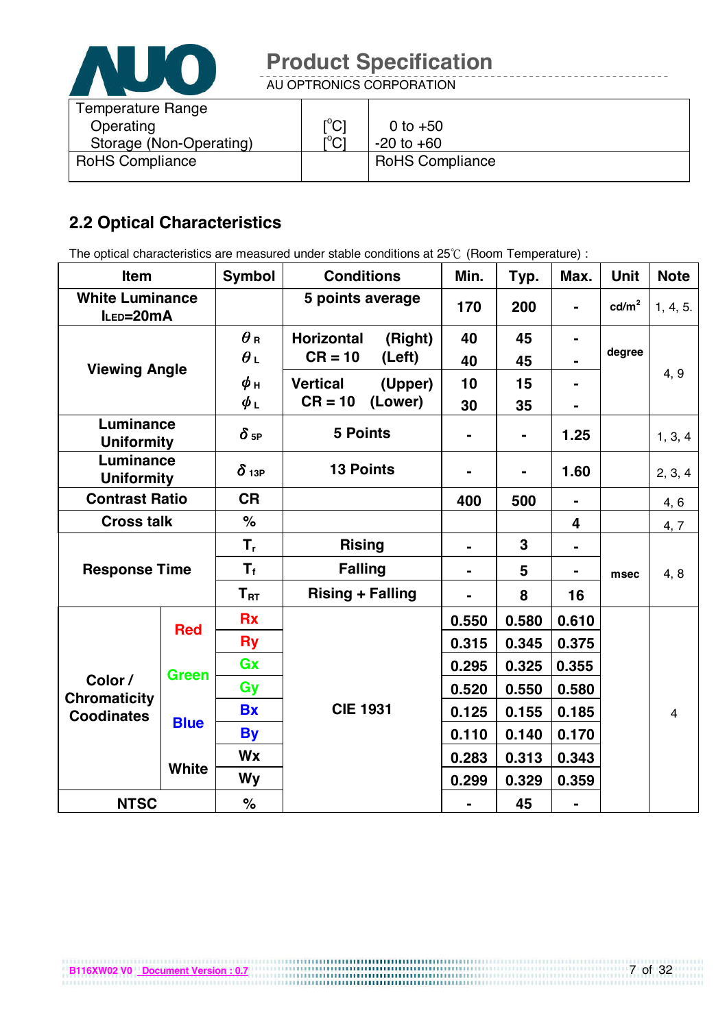| Temperature Range | | |
|---|---|---|
| Operating | [°C] | 0 to +50 |
| Storage (Non-Operating) | [°C] | -20 to +60 |
| RoHS Compliance | | RoHS Compliance |

## 2.2 Optical Characteristics

The optical characteristics are measured under stable conditions at 25℃ (Room Temperature) :

| Item | | Symbol | Conditions | Min. | Typ. | Max. | Unit | Note |
|---|---|---|---|---|---|---|---|---|
| White Luminance $I_{LED}$=20mA | | | 5 points average | 170 | 200 | - | cd/m² | 1, 4, 5. |
| Viewing Angle | | $\theta_R$ | Horizontal (Right) CR = 10 | 40 | 45 | - | degree | 4, 9 |
| | | $\theta_L$ | Horizontal (Left) CR = 10 | 40 | 45 | - | | |
| | | $\phi_H$ | Vertical (Upper) CR = 10 | 10 | 15 | - | | |
| | | $\phi_L$ | Vertical (Lower) CR = 10 | 30 | 35 | - | | |
| Luminance Uniformity | | $\delta_{5P}$ | 5 Points | - | - | 1.25 | | 1, 3, 4 |
| Luminance Uniformity | | $\delta_{13P}$ | 13 Points | - | - | 1.60 | | 2, 3, 4 |
| Contrast Ratio | | CR | | 400 | 500 | - | | 4, 6 |
| Cross talk | | % | | | | 4 | | 4, 7 |
| Response Time | | $T_r$ | Rising | - | 3 | - | msec | 4, 8 |
| | | $T_f$ | Falling | - | 5 | - | | |
| | | $T_{RT}$ | Rising + Falling | - | 8 | 16 | | |
| Color / Chromaticity Coodinates | Red | Rx | CIE 1931 | 0.550 | 0.580 | 0.610 | | 4 |
| | | Ry | | 0.315 | 0.345 | 0.375 | | |
| | Green | Gx | | 0.295 | 0.325 | 0.355 | | |
| | | Gy | | 0.520 | 0.550 | 0.580 | | |
| | Blue | Bx | | 0.125 | 0.155 | 0.185 | | |
| | | By | | 0.110 | 0.140 | 0.170 | | |
| | White | Wx | | 0.283 | 0.313 | 0.343 | | |
| | | Wy | | 0.299 | 0.329 | 0.359 | | |
| NTSC | | % | | - | 45 | - | | |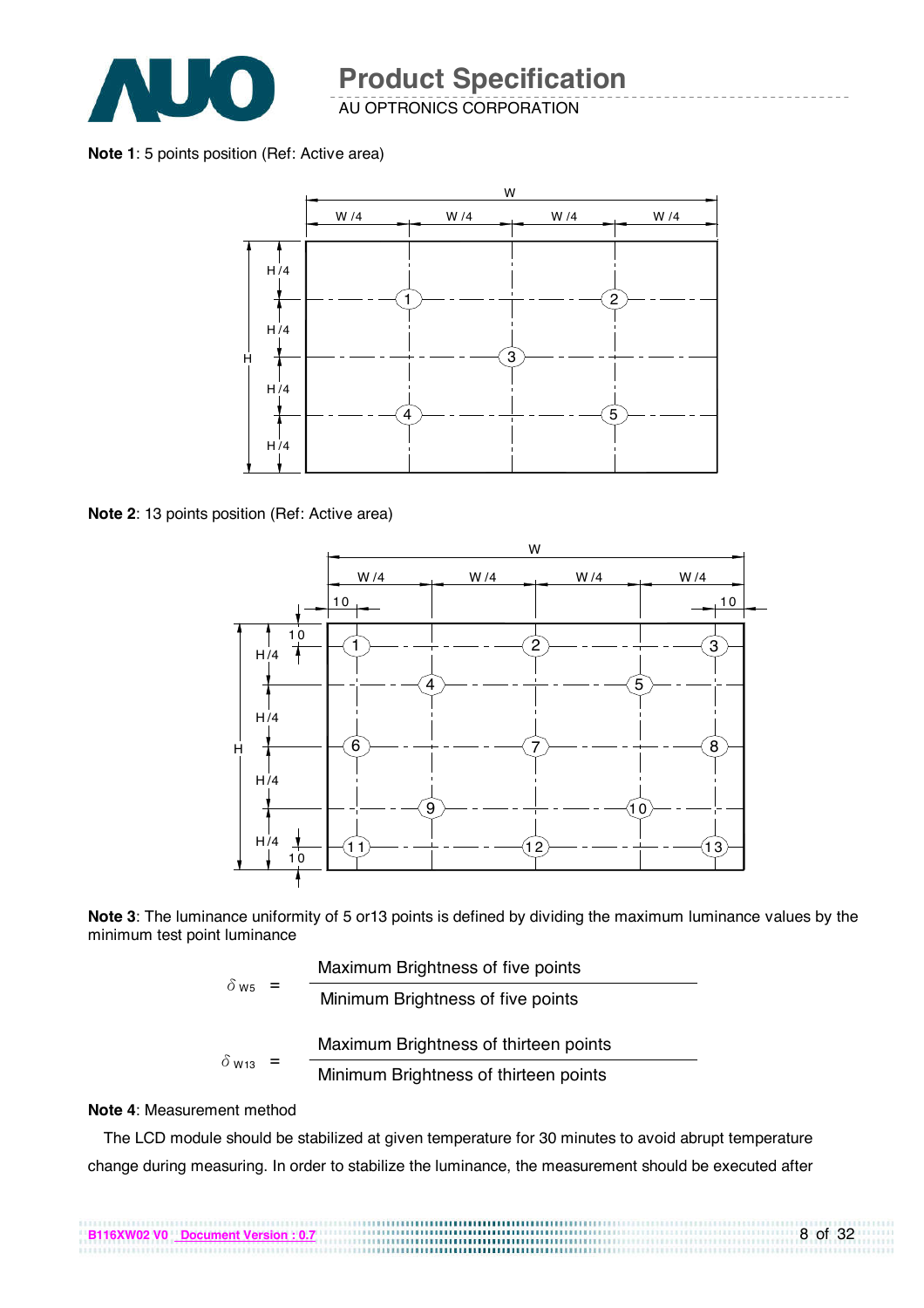**Note 1**: 5 points position (Ref: Active area)

W

W /4 W /4 W /4 W /4

H /4 H /4 H /4 H /4

H

1 2 3 4 5

**Note 2**: 13 points position (Ref: Active area)

W

W /4 W /4 W /4 W /4

10 10

10

H /4 H /4 H /4 H /4

H

10

1 2 3 4 5 6 7 8 9 10 11 12 13

**Note 3**: The luminance uniformity of 5 or13 points is defined by dividing the maximum luminance values by the minimum test point luminance

$$\delta_{W5} = \frac{\text{Maximum Brightness of five points}}{\text{Minimum Brightness of five points}}$$

$$\delta_{W13} = \frac{\text{Maximum Brightness of thirteen points}}{\text{Minimum Brightness of thirteen points}}$$

**Note 4**: Measurement method

The LCD module should be stabilized at given temperature for 30 minutes to avoid abrupt temperature change during measuring. In order to stabilize the luminance, the measurement should be executed after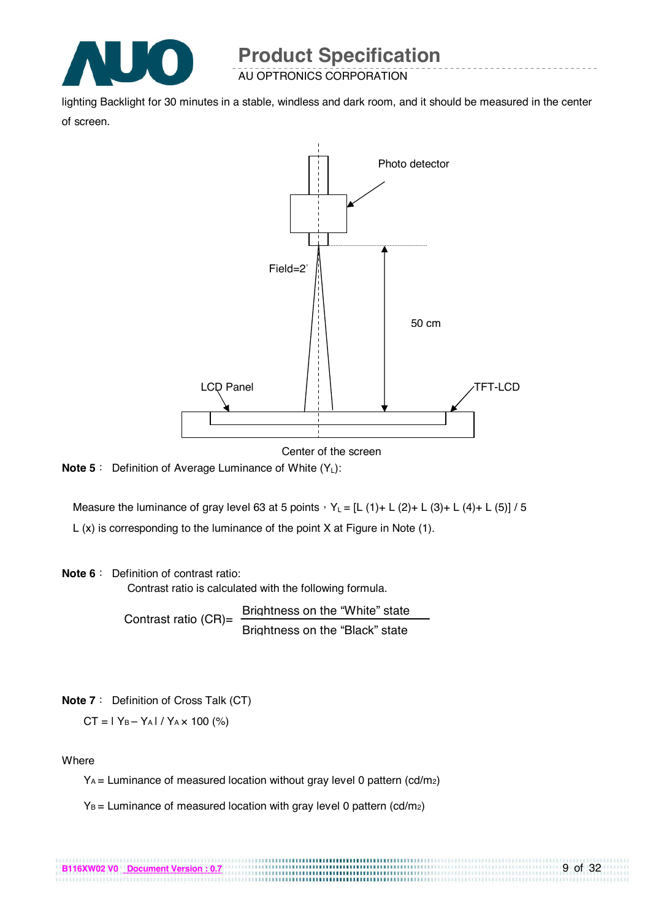lighting Backlight for 30 minutes in a stable, windless and dark room, and it should be measured in the center of screen.

Photo detector

Field=2°

50 cm

LCD Panel

TFT-LCD

Center of the screen

**Note 5**： Definition of Average Luminance of White ($Y_L$):

Measure the luminance of gray level 63 at 5 points，$Y_L$ = [L (1)+ L (2)+ L (3)+ L (4)+ L (5)] / 5

L (x) is corresponding to the luminance of the point X at Figure in Note (1).

**Note 6**： Definition of contrast ratio:

Contrast ratio is calculated with the following formula.

$$\text{Contrast ratio (CR)} = \frac{\text{Brightness on the “White” state}}{\text{Brightness on the “Black” state}}$$

**Note 7**： Definition of Cross Talk (CT)

$$CT = | Y_B - Y_A | / Y_A \times 100\ (\%)$$

Where

$Y_A$ = Luminance of measured location without gray level 0 pattern (cd/m2)

$Y_B$ = Luminance of measured location with gray level 0 pattern (cd/m2)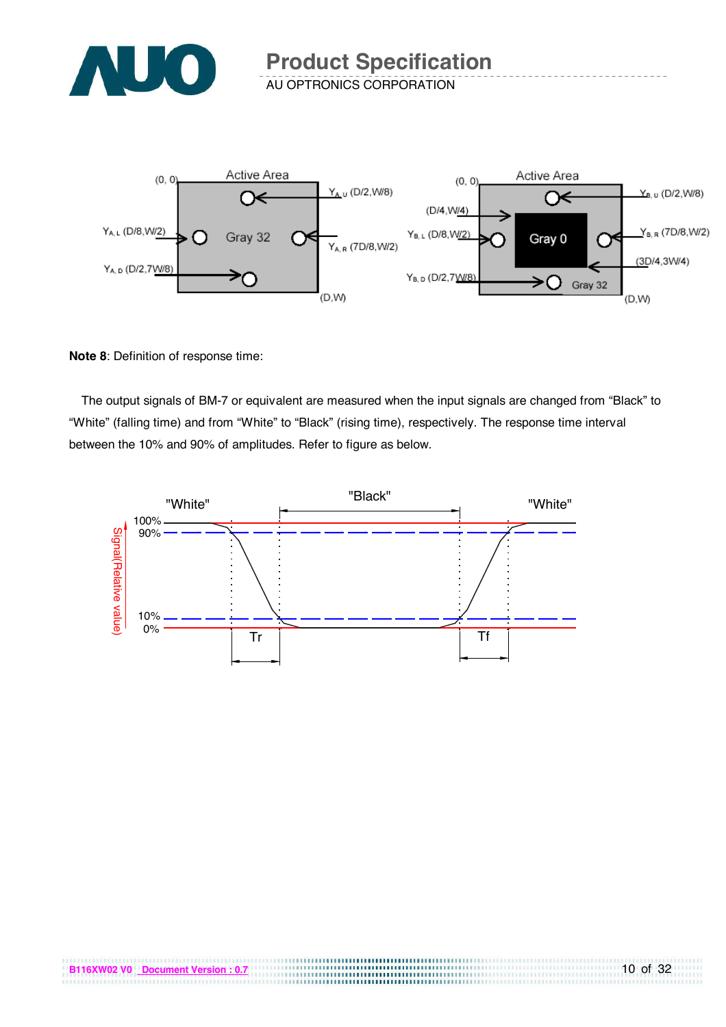Active Area

(0, 0)

$Y_{A,U}$ (D/2,W/8)

$Y_{A,L}$ (D/8,W/2)

Gray 32

$Y_{A,R}$ (7D/8,W/2)

$Y_{A,D}$ (D/2,7W/8)

(D,W)

Active Area

(0, 0)

$Y_{B,U}$ (D/2,W/8)

(D/4,W/4)

$Y_{B,L}$ (D/8,W/2)

Gray 0

$Y_{B,R}$ (7D/8,W/2)

(3D/4,3W/4)

$Y_{B,D}$ (D/2,7W/8)

Gray 32

(D,W)

**Note 8**: Definition of response time:

The output signals of BM-7 or equivalent are measured when the input signals are changed from "Black" to "White" (falling time) and from "White" to "Black" (rising time), respectively. The response time interval between the 10% and 90% of amplitudes. Refer to figure as below.

"White"

"Black"

"White"

100%

90%

10%

0%

Signal(Relative value)

Tr

Tf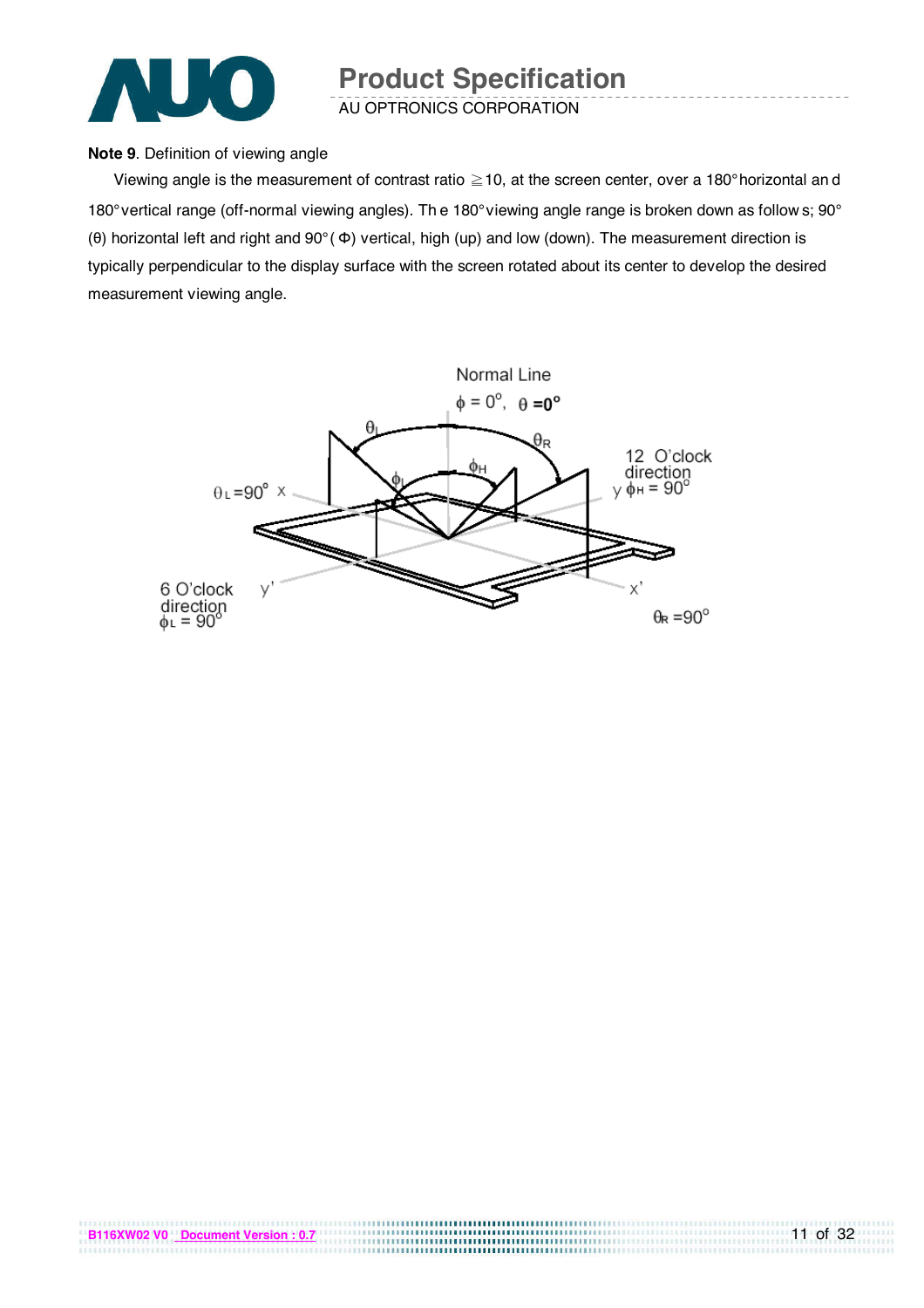**Note 9**. Definition of viewing angle

Viewing angle is the measurement of contrast ratio ≧10, at the screen center, over a 180° horizontal and 180° vertical range (off-normal viewing angles). The 180° viewing angle range is broken down as follows; 90° (θ) horizontal left and right and 90° (Φ) vertical, high (up) and low (down). The measurement direction is typically perpendicular to the display surface with the screen rotated about its center to develop the desired measurement viewing angle.

Normal Line

$\phi = 0^o$, $\theta = 0^o$

$\theta_L$

$\theta_R$

$\phi_H$

$\phi_L$

$\theta_L = 90^o$ x

12 O'clock direction

y $\phi_H = 90^o$

6 O'clock direction

$\phi_L = 90^o$

y'

x'

$\theta_R = 90^o$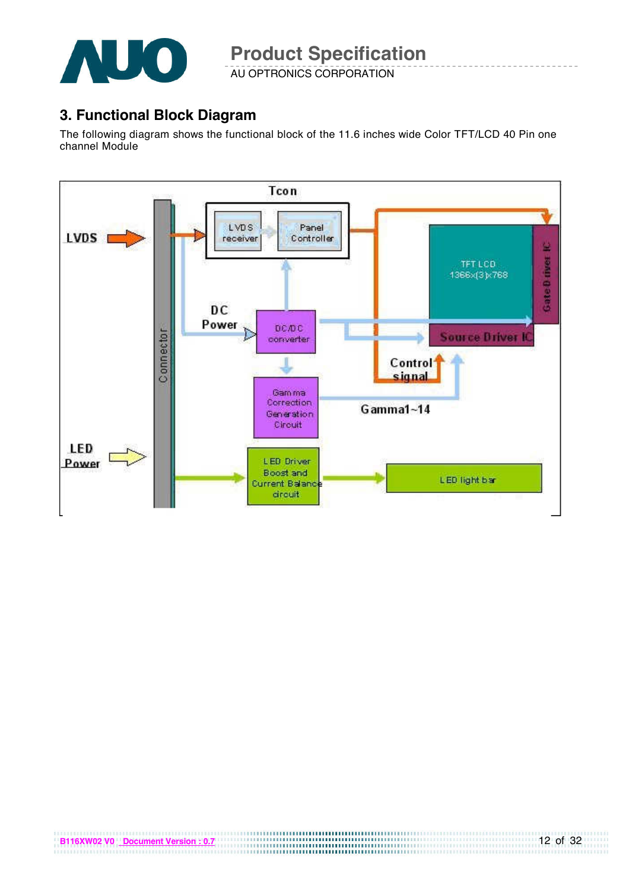## 3. Functional Block Diagram

The following diagram shows the functional block of the 11.6 inches wide Color TFT/LCD 40 Pin one channel Module

Tcon

LVDS

LVDS receiver

Panel Controller

TFT LCD 1366x(3)x768

Gate Driver IC

Connector

DC Power

DC/DC converter

Source Driver IC

Control signal

Gamma Correction Generation Circuit

Gamma1~14

LED Power

LED Driver Boost and Current Balance circuit

LED light bar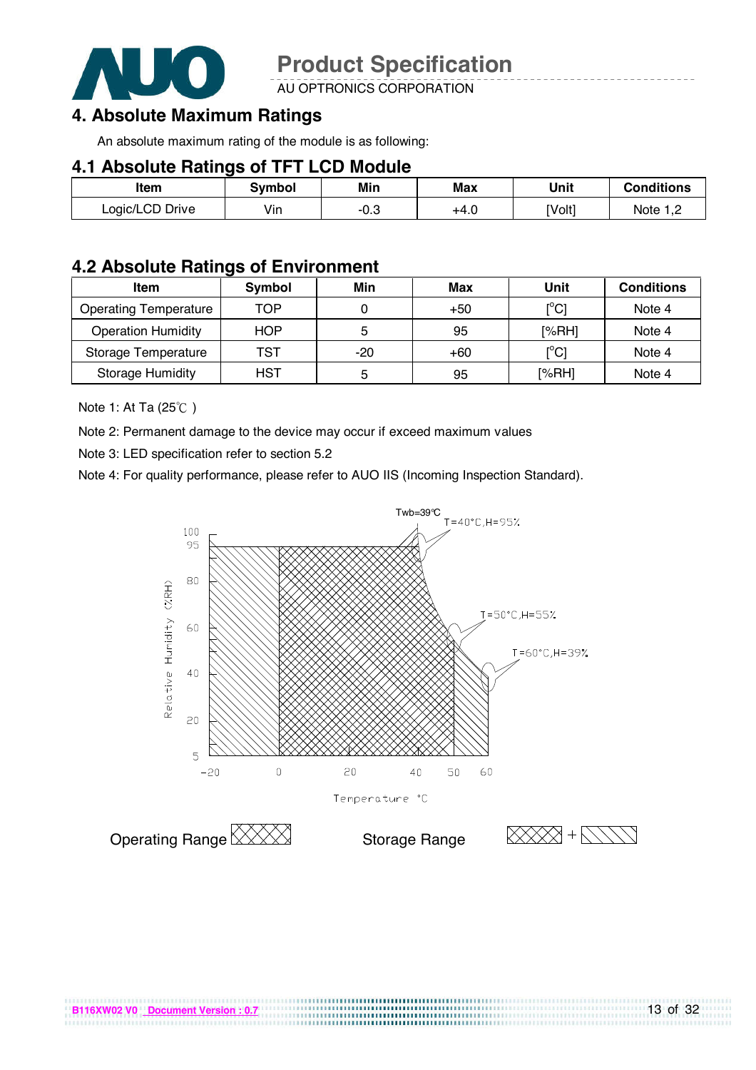## 4. Absolute Maximum Ratings

An absolute maximum rating of the module is as following:

### 4.1 Absolute Ratings of TFT LCD Module

| Item | Symbol | Min | Max | Unit | Conditions |
|---|---|---|---|---|---|
| Logic/LCD Drive | Vin | -0.3 | +4.0 | [Volt] | Note 1,2 |

### 4.2 Absolute Ratings of Environment

| Item | Symbol | Min | Max | Unit | Conditions |
|---|---|---|---|---|---|
| Operating Temperature | TOP | 0 | +50 | [°C] | Note 4 |
| Operation Humidity | HOP | 5 | 95 | [%RH] | Note 4 |
| Storage Temperature | TST | -20 | +60 | [°C] | Note 4 |
| Storage Humidity | HST | 5 | 95 | [%RH] | Note 4 |

Note 1: At Ta (25℃ )

Note 2: Permanent damage to the device may occur if exceed maximum values

Note 3: LED specification refer to section 5.2

Note 4: For quality performance, please refer to AUO IIS (Incoming Inspection Standard).

Twb=39℃

T=40°C,H=95%

T=50°C,H=55%

T=60°C,H=39%

Relative Humidity (%RH)

100
95
80
60
40
20
5

-20 0 20 40 50 60

Temperature °C

Operating Range

Storage Range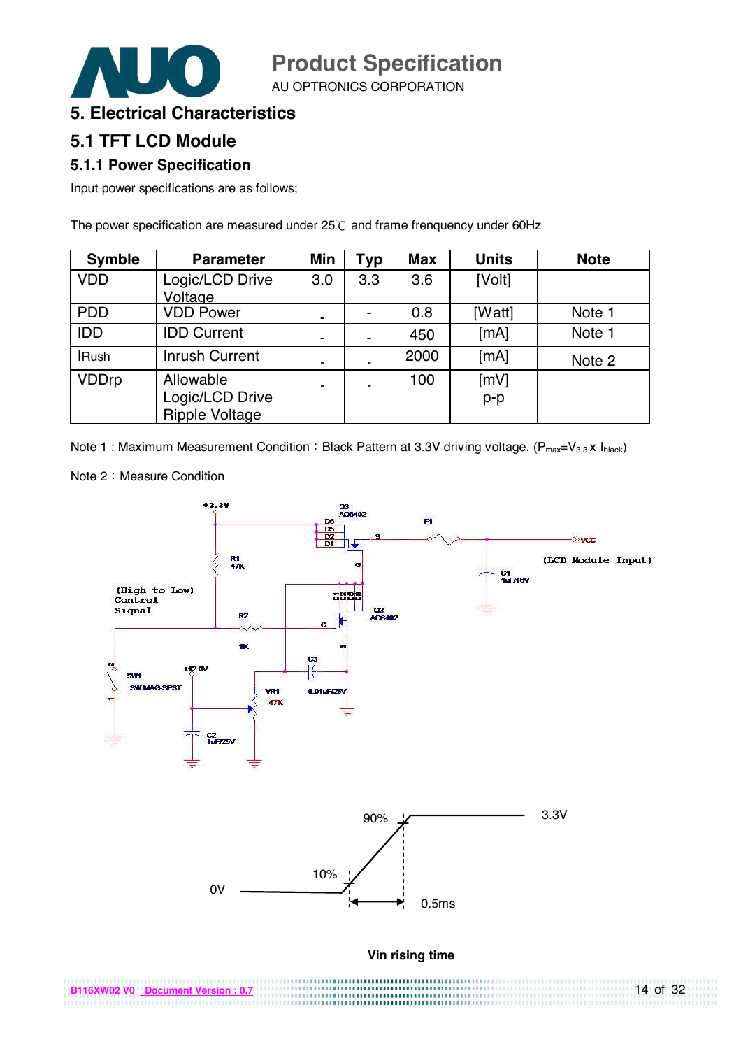# 5. Electrical Characteristics

## 5.1 TFT LCD Module

### 5.1.1 Power Specification

Input power specifications are as follows;

The power specification are measured under 25℃ and frame frenquency under 60Hz

| Symble | Parameter | Min | Typ | Max | Units | Note |
|---|---|---|---|---|---|---|
| VDD | Logic/LCD Drive Voltage | 3.0 | 3.3 | 3.6 | [Volt] | |
| PDD | VDD Power | - | - | 0.8 | [Watt] | Note 1 |
| IDD | IDD Current | - | - | 450 | [mA] | Note 1 |
| IRush | Inrush Current | - | - | 2000 | [mA] | Note 2 |
| VDDrp | Allowable Logic/LCD Drive Ripple Voltage | - | - | 100 | [mV] p-p | |

Note 1 : Maximum Measurement Condition：Black Pattern at 3.3V driving voltage. ($P_{max}=V_{3.3} \times I_{black}$)

Note 2：Measure Condition

+3.3V

Q3 AO6402

D6 D5 D2 D1

S

F1

VCC

(LCD Module Input)

R1 47K

C1 1uF/16V

(High to Low) Control Signal

R2

1K

G

Q3 AO6402

SW1 SW MAG-SPST

+12.0V

C3

VR1 47K

0.01uF/25V

C2 1uF/25V

90%

3.3V

10%

0V

0.5ms

**Vin rising time**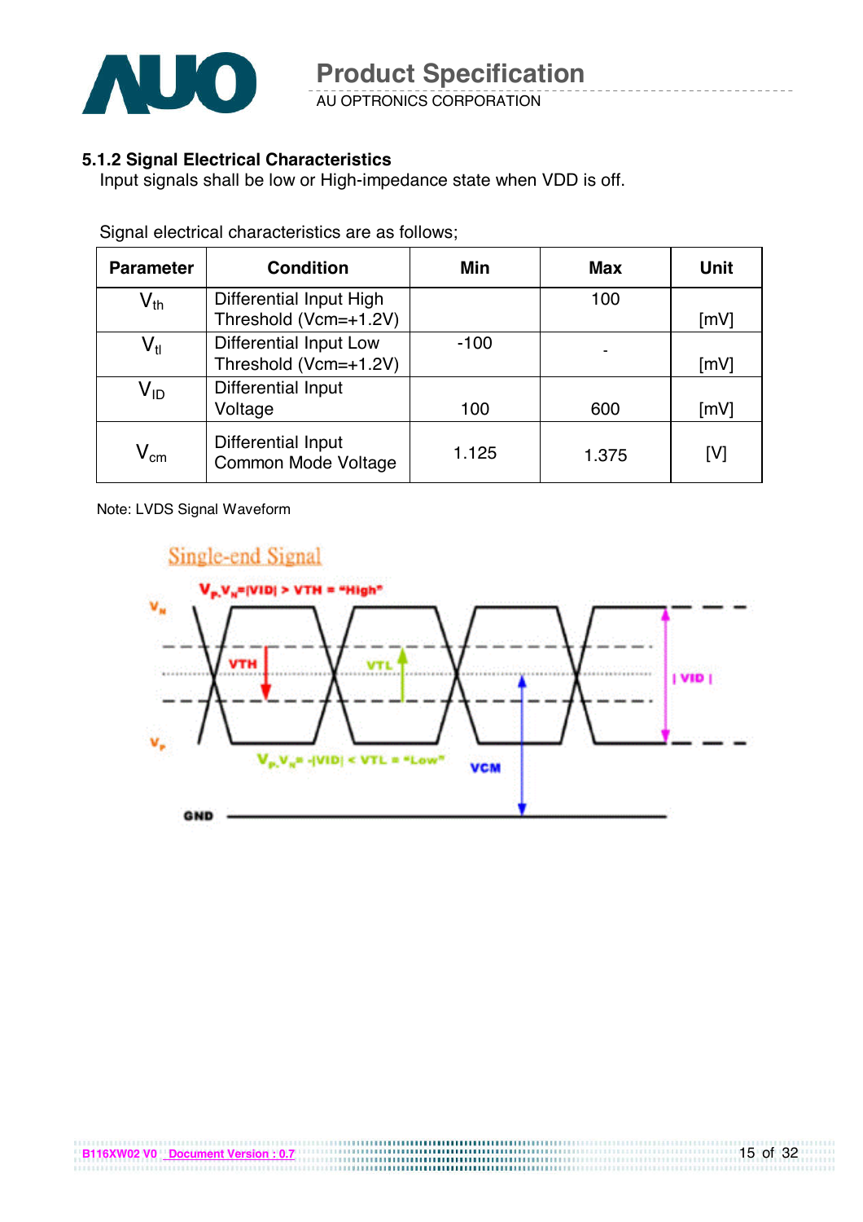### 5.1.2 Signal Electrical Characteristics

Input signals shall be low or High-impedance state when VDD is off.

Signal electrical characteristics are as follows;

| Parameter | Condition | Min | Max | Unit |
|---|---|---|---|---|
| $V_{th}$ | Differential Input High Threshold (Vcm=+1.2V) | | 100 | [mV] |
| $V_{tl}$ | Differential Input Low Threshold (Vcm=+1.2V) | -100 | - | [mV] |
| $V_{ID}$ | Differential Input Voltage | 100 | 600 | [mV] |
| $V_{cm}$ | Differential Input Common Mode Voltage | 1.125 | 1.375 | [V] |

Note: LVDS Signal Waveform

Single-end Signal

$V_P$-$V_N$=|VID| > VTH = "High"

$V_N$

VTH

VTL

| VID |

$V_P$

$V_P$-$V_N$= -|VID| < VTL = "Low"

VCM

GND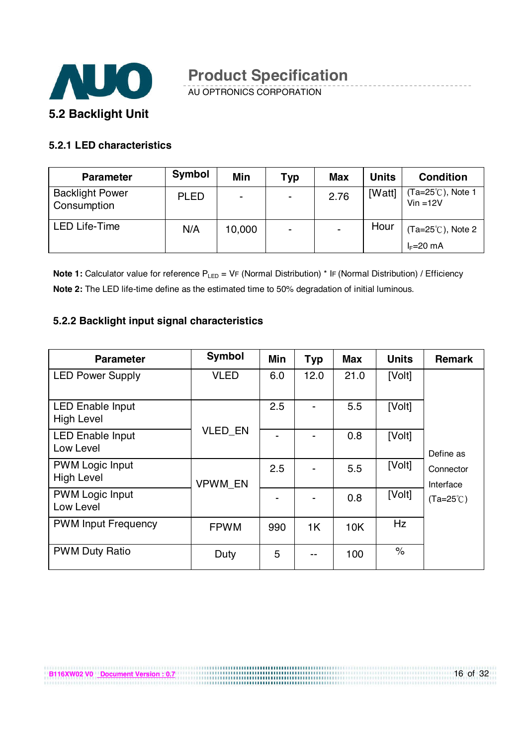## 5.2 Backlight Unit

### 5.2.1 LED characteristics

| Parameter | Symbol | Min | Typ | Max | Units | Condition |
|---|---|---|---|---|---|---|
| Backlight Power Consumption | PLED | - | - | 2.76 | [Watt] | (Ta=25℃), Note 1 Vin =12V |
| LED Life-Time | N/A | 10,000 | - | - | Hour | (Ta=25℃), Note 2 $I_F$=20 mA |

**Note 1:** Calculator value for reference $P_{LED}$ = VF (Normal Distribution) * IF (Normal Distribution) / Efficiency

**Note 2:** The LED life-time define as the estimated time to 50% degradation of initial luminous.

### 5.2.2 Backlight input signal characteristics

| Parameter | Symbol | Min | Typ | Max | Units | Remark |
|---|---|---|---|---|---|---|
| LED Power Supply | VLED | 6.0 | 12.0 | 21.0 | [Volt] | Define as Connector Interface (Ta=25℃) |
| LED Enable Input High Level | VLED_EN | 2.5 | - | 5.5 | [Volt] | |
| LED Enable Input Low Level | | - | - | 0.8 | [Volt] | |
| PWM Logic Input High Level | VPWM_EN | 2.5 | - | 5.5 | [Volt] | |
| PWM Logic Input Low Level | | - | - | 0.8 | [Volt] | |
| PWM Input Frequency | FPWM | 990 | 1K | 10K | Hz | |
| PWM Duty Ratio | Duty | 5 | -- | 100 | % | |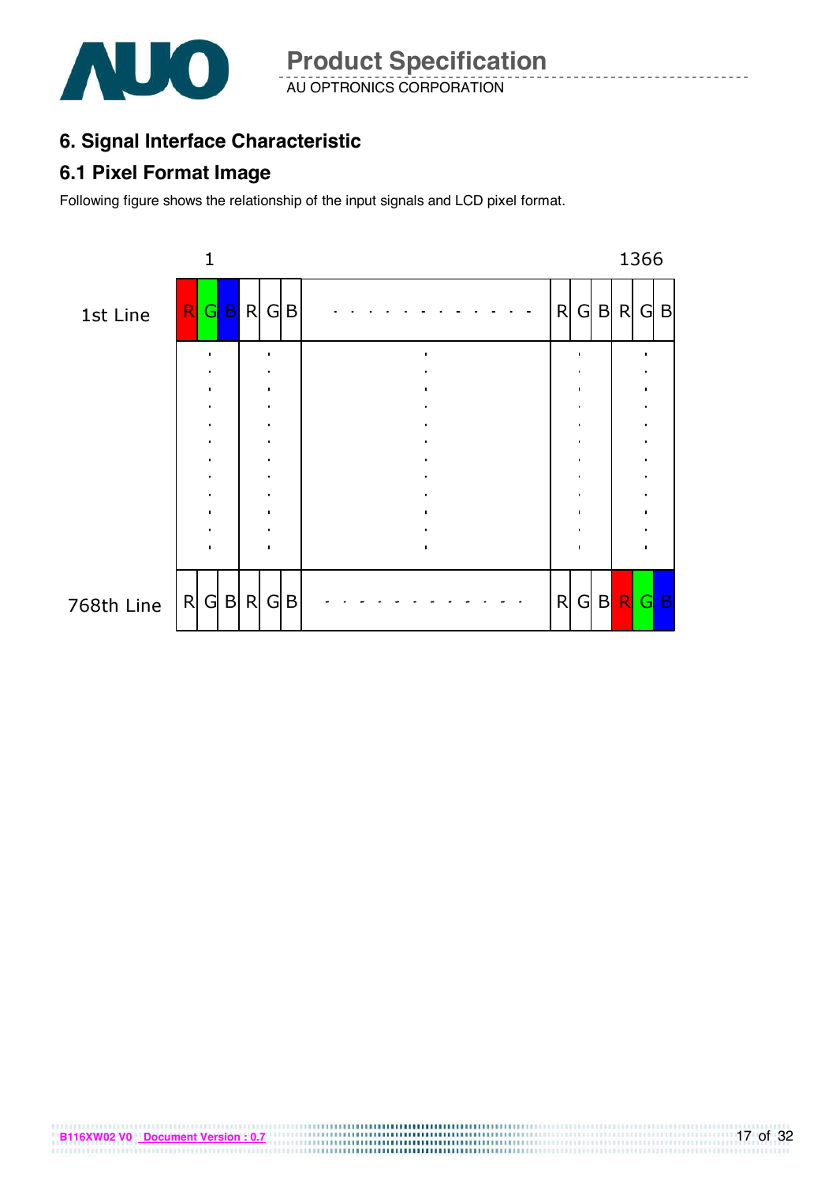## 6. Signal Interface Characteristic

### 6.1 Pixel Format Image

Following figure shows the relationship of the input signals and LCD pixel format.

1

1366

1st Line

R G B R G B . . . . . . . . . . . . R G B R G B

768th Line

R G B R G B - - - - - - - - - - - - R G B R G B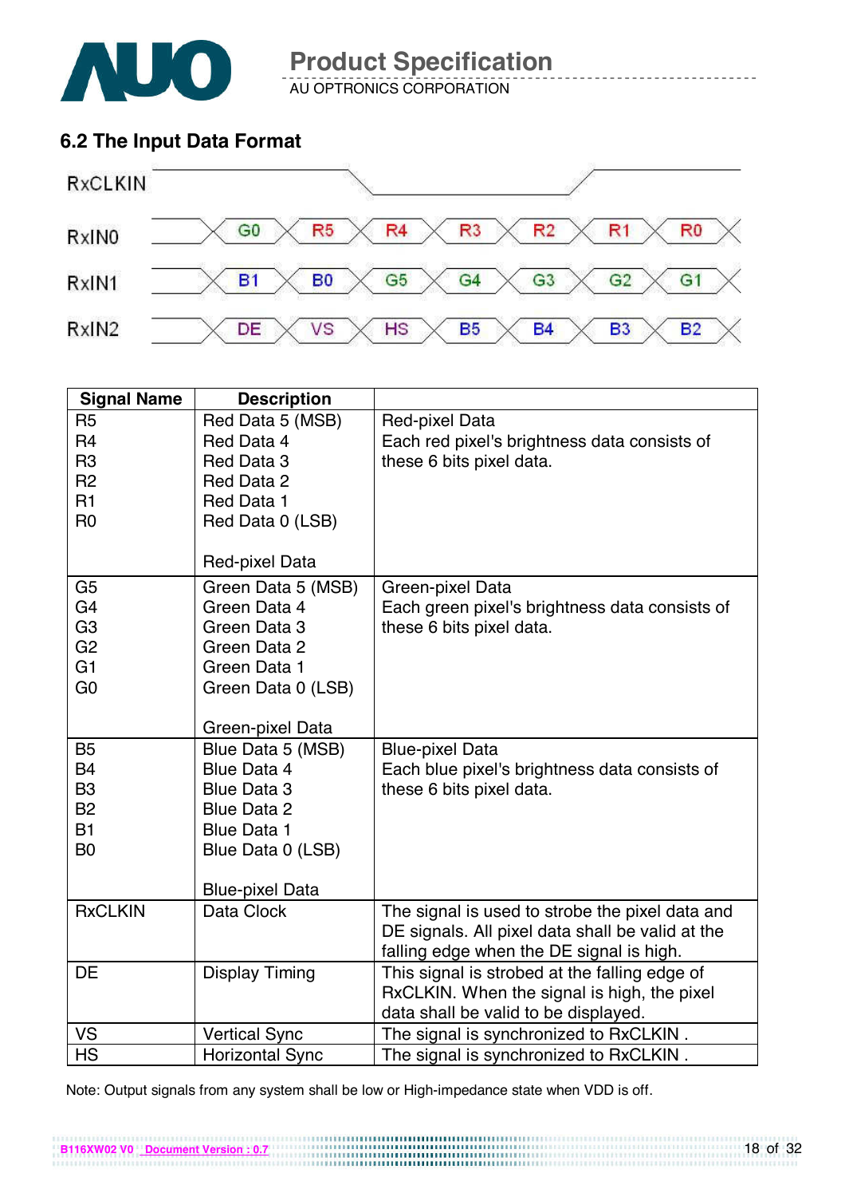## 6.2 The Input Data Format

RxCLKIN

RxIN0 G0 R5 R4 R3 R2 R1 R0

RxIN1 B1 B0 G5 G4 G3 G2 G1

RxIN2 DE VS HS B5 B4 B3 B2

| Signal Name | Description | |
|---|---|---|
| R5<br>R4<br>R3<br>R2<br>R1<br>R0 | Red Data 5 (MSB)<br>Red Data 4<br>Red Data 3<br>Red Data 2<br>Red Data 1<br>Red Data 0 (LSB)<br><br>Red-pixel Data | Red-pixel Data<br>Each red pixel's brightness data consists of these 6 bits pixel data. |
| G5<br>G4<br>G3<br>G2<br>G1<br>G0 | Green Data 5 (MSB)<br>Green Data 4<br>Green Data 3<br>Green Data 2<br>Green Data 1<br>Green Data 0 (LSB)<br><br>Green-pixel Data | Green-pixel Data<br>Each green pixel's brightness data consists of these 6 bits pixel data. |
| B5<br>B4<br>B3<br>B2<br>B1<br>B0 | Blue Data 5 (MSB)<br>Blue Data 4<br>Blue Data 3<br>Blue Data 2<br>Blue Data 1<br>Blue Data 0 (LSB)<br><br>Blue-pixel Data | Blue-pixel Data<br>Each blue pixel's brightness data consists of these 6 bits pixel data. |
| RxCLKIN | Data Clock | The signal is used to strobe the pixel data and DE signals. All pixel data shall be valid at the falling edge when the DE signal is high. |
| DE | Display Timing | This signal is strobed at the falling edge of RxCLKIN. When the signal is high, the pixel data shall be valid to be displayed. |
| VS | Vertical Sync | The signal is synchronized to RxCLKIN . |
| HS | Horizontal Sync | The signal is synchronized to RxCLKIN . |

Note: Output signals from any system shall be low or High-impedance state when VDD is off.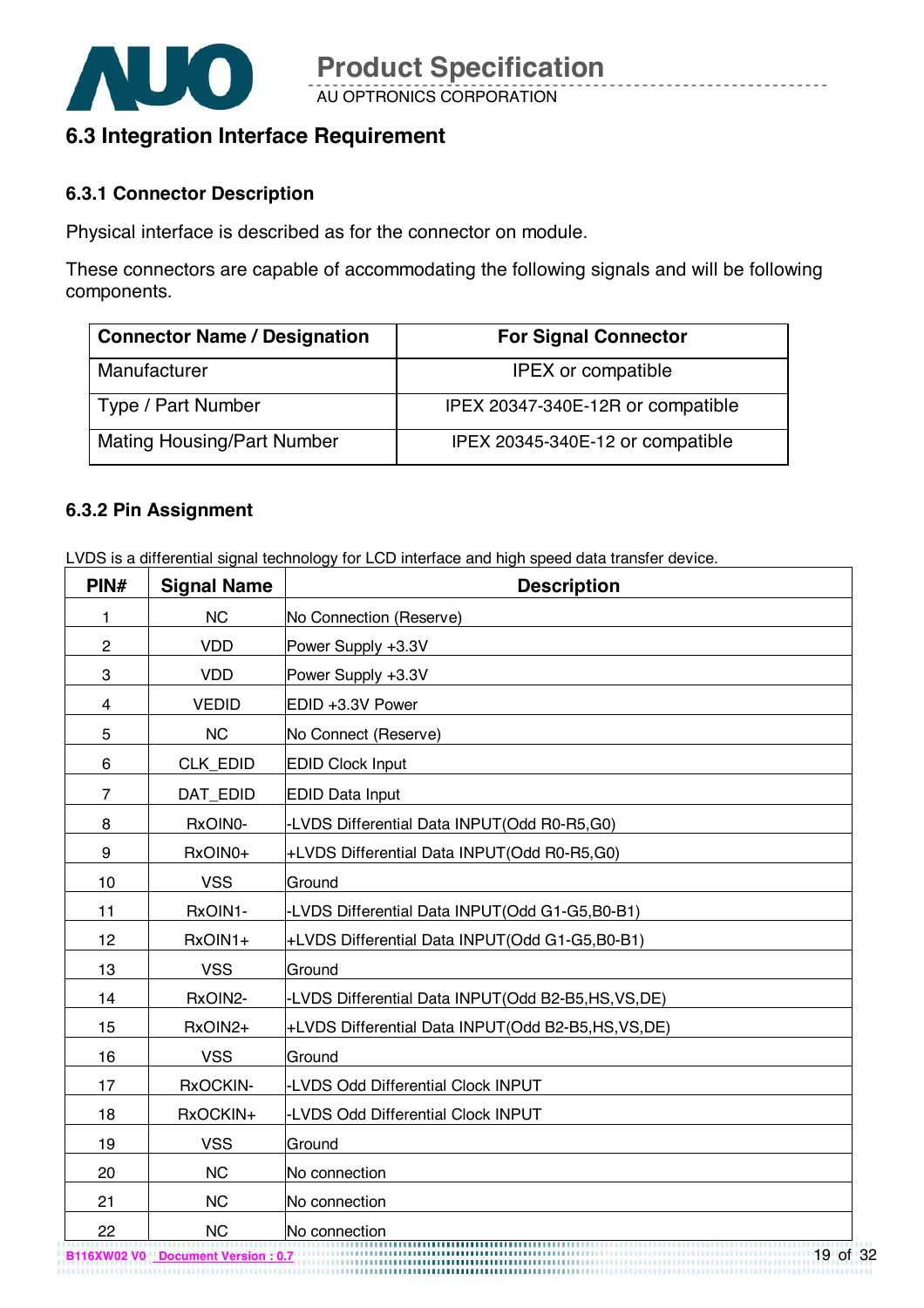## 6.3 Integration Interface Requirement

### 6.3.1 Connector Description

Physical interface is described as for the connector on module.

These connectors are capable of accommodating the following signals and will be following components.

| Connector Name / Designation | For Signal Connector |
|---|---|
| Manufacturer | IPEX or compatible |
| Type / Part Number | IPEX 20347-340E-12R or compatible |
| Mating Housing/Part Number | IPEX 20345-340E-12 or compatible |

### 6.3.2 Pin Assignment

LVDS is a differential signal technology for LCD interface and high speed data transfer device.

| PIN# | Signal Name | Description |
|---|---|---|
| 1 | NC | No Connection (Reserve) |
| 2 | VDD | Power Supply +3.3V |
| 3 | VDD | Power Supply +3.3V |
| 4 | VEDID | EDID +3.3V Power |
| 5 | NC | No Connect (Reserve) |
| 6 | CLK_EDID | EDID Clock Input |
| 7 | DAT_EDID | EDID Data Input |
| 8 | RxOIN0- | -LVDS Differential Data INPUT(Odd R0-R5,G0) |
| 9 | RxOIN0+ | +LVDS Differential Data INPUT(Odd R0-R5,G0) |
| 10 | VSS | Ground |
| 11 | RxOIN1- | -LVDS Differential Data INPUT(Odd G1-G5,B0-B1) |
| 12 | RxOIN1+ | +LVDS Differential Data INPUT(Odd G1-G5,B0-B1) |
| 13 | VSS | Ground |
| 14 | RxOIN2- | -LVDS Differential Data INPUT(Odd B2-B5,HS,VS,DE) |
| 15 | RxOIN2+ | +LVDS Differential Data INPUT(Odd B2-B5,HS,VS,DE) |
| 16 | VSS | Ground |
| 17 | RxOCKIN- | -LVDS Odd Differential Clock INPUT |
| 18 | RxOCKIN+ | -LVDS Odd Differential Clock INPUT |
| 19 | VSS | Ground |
| 20 | NC | No connection |
| 21 | NC | No connection |
| 22 | NC | No connection |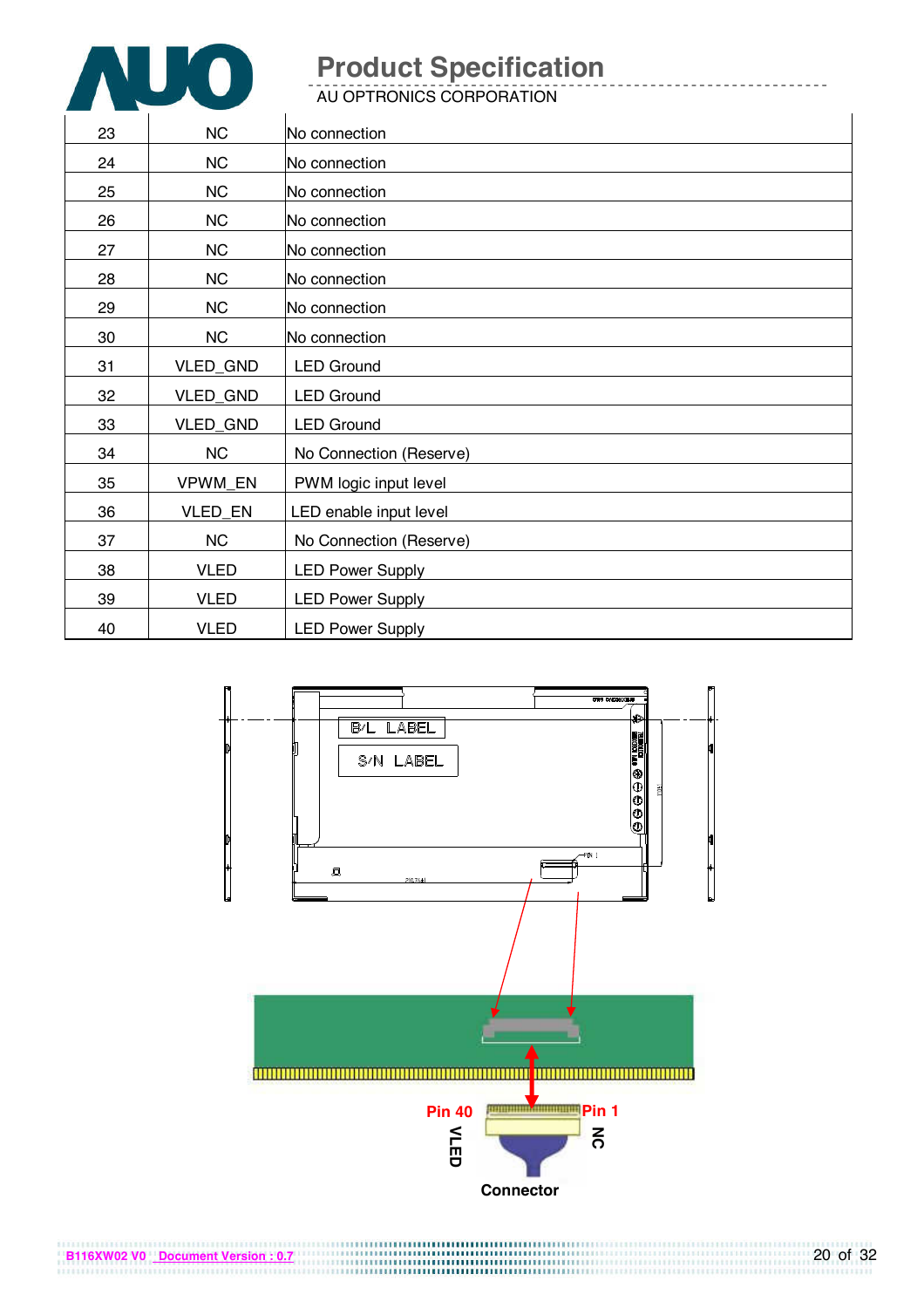| 23 | NC | No connection |
|---|---|---|
| 24 | NC | No connection |
| 25 | NC | No connection |
| 26 | NC | No connection |
| 27 | NC | No connection |
| 28 | NC | No connection |
| 29 | NC | No connection |
| 30 | NC | No connection |
| 31 | VLED_GND | LED Ground |
| 32 | VLED_GND | LED Ground |
| 33 | VLED_GND | LED Ground |
| 34 | NC | No Connection (Reserve) |
| 35 | VPWM_EN | PWM logic input level |
| 36 | VLED_EN | LED enable input level |
| 37 | NC | No Connection (Reserve) |
| 38 | VLED | LED Power Supply |
| 39 | VLED | LED Power Supply |
| 40 | VLED | LED Power Supply |

B/L LABEL

S/N LABEL

Pin 40 VLED

Pin 1 NC

Connector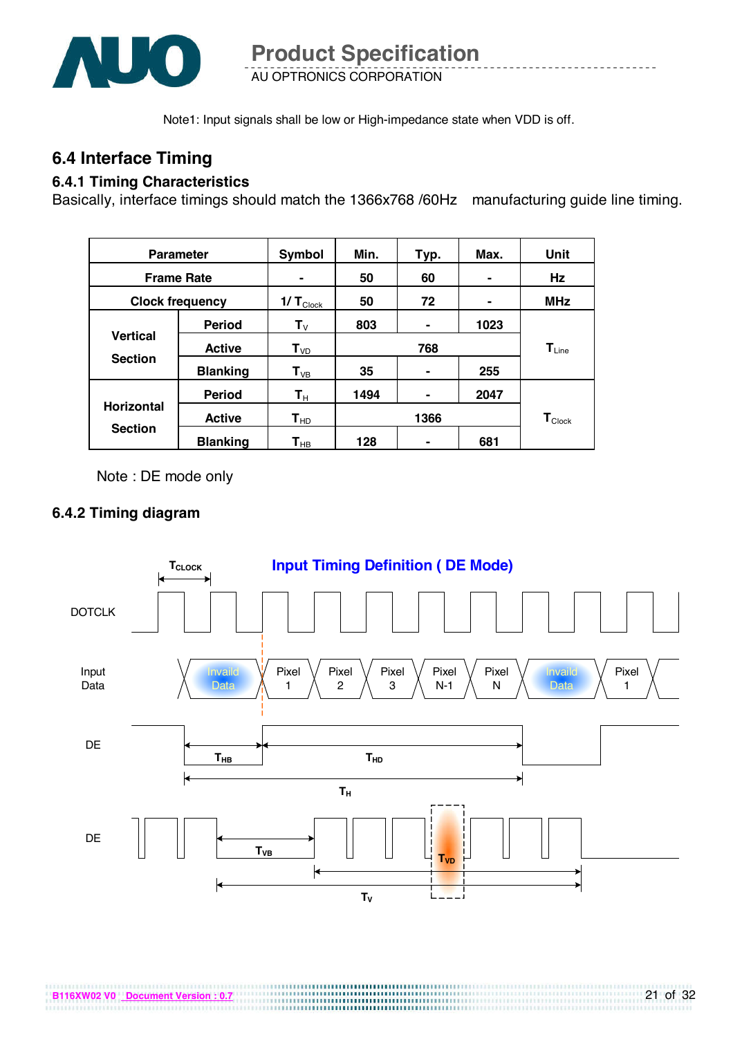Note1: Input signals shall be low or High-impedance state when VDD is off.

## 6.4 Interface Timing

### 6.4.1 Timing Characteristics

Basically, interface timings should match the 1366x768 /60Hz manufacturing guide line timing.

| Parameter | | Symbol | Min. | Typ. | Max. | Unit |
|---|---|---|---|---|---|---|
| Frame Rate | | - | 50 | 60 | - | Hz |
| Clock frequency | | $1/T_{Clock}$ | 50 | 72 | - | MHz |
| Vertical Section | Period | $T_V$ | 803 | - | 1023 | $T_{Line}$ |
| | Active | $T_{VD}$ | | 768 | | |
| | Blanking | $T_{VB}$ | 35 | - | 255 | |
| Horizontal Section | Period | $T_H$ | 1494 | - | 2047 | $T_{Clock}$ |
| | Active | $T_{HD}$ | | 1366 | | |
| | Blanking | $T_{HB}$ | 128 | - | 681 | |

Note : DE mode only

### 6.4.2 Timing diagram

Input Timing Definition ( DE Mode)

DOTCLK, Input Data (Invaild Data, Pixel 1, Pixel 2, Pixel 3, Pixel N-1, Pixel N, Invaild Data, Pixel 1), DE ($T_{CLOCK}$, $T_{HB}$, $T_{HD}$, $T_H$), DE ($T_{VB}$, $T_{VD}$, $T_V$)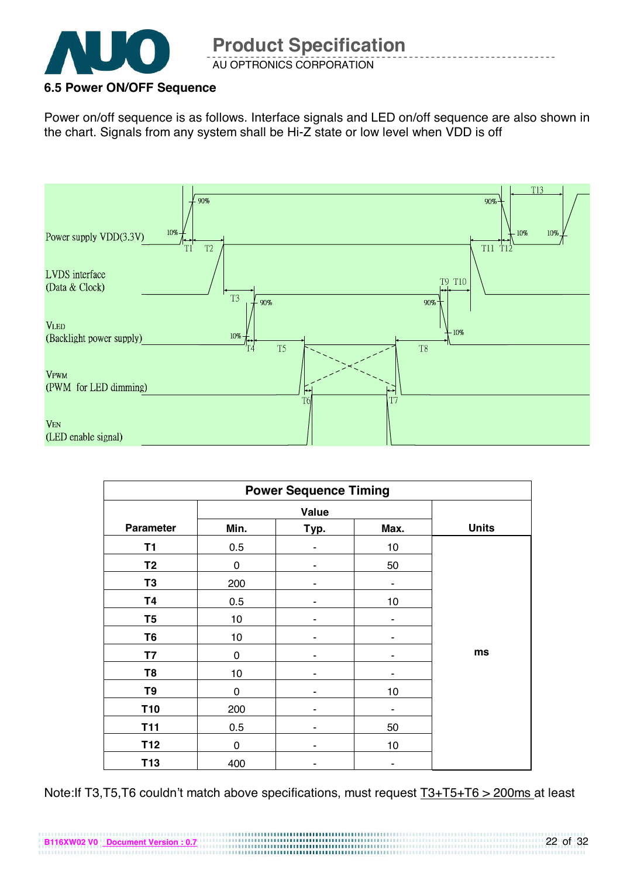### 6.5 Power ON/OFF Sequence

Power on/off sequence is as follows. Interface signals and LED on/off sequence are also shown in the chart. Signals from any system shall be Hi-Z state or low level when VDD is off

Power supply VDD(3.3V)

LVDS interface
(Data & Clock)

VLED
(Backlight power supply)

VPWM
(PWM for LED dimming)

VEN
(LED enable signal)

90%
10%
T1 T2
T3
T4 T5
T6
T7
T8
T9 T10
T11 T12
T13

| Power Sequence Timing | | | | |
|---|---|---|---|---|
| Parameter | Value | | | Units |
| | Min. | Typ. | Max. | |
| T1 | 0.5 | - | 10 | ms |
| T2 | 0 | - | 50 | |
| T3 | 200 | - | - | |
| T4 | 0.5 | - | 10 | |
| T5 | 10 | - | - | |
| T6 | 10 | - | - | |
| T7 | 0 | - | - | |
| T8 | 10 | - | - | |
| T9 | 0 | - | 10 | |
| T10 | 200 | - | - | |
| T11 | 0.5 | - | 50 | |
| T12 | 0 | - | 10 | |
| T13 | 400 | - | - | |

Note:If T3,T5,T6 couldn't match above specifications, must request T3+T5+T6 > 200ms at least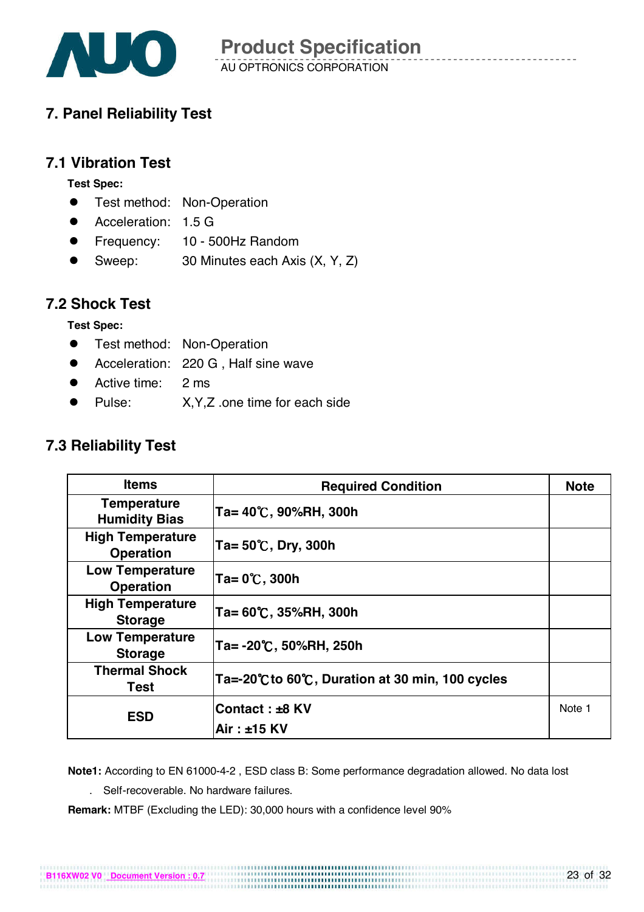# 7. Panel Reliability Test

## 7.1 Vibration Test

**Test Spec:**

- Test method: Non-Operation
- Acceleration: 1.5 G
- Frequency: 10 - 500Hz Random
- Sweep: 30 Minutes each Axis (X, Y, Z)

## 7.2 Shock Test

**Test Spec:**

- Test method: Non-Operation
- Acceleration: 220 G , Half sine wave
- Active time: 2 ms
- Pulse: X,Y,Z .one time for each side

## 7.3 Reliability Test

| Items | Required Condition | Note |
|---|---|---|
| **Temperature Humidity Bias** | **Ta= 40℃, 90%RH, 300h** | |
| **High Temperature Operation** | **Ta= 50℃, Dry, 300h** | |
| **Low Temperature Operation** | **Ta= 0℃, 300h** | |
| **High Temperature Storage** | **Ta= 60℃, 35%RH, 300h** | |
| **Low Temperature Storage** | **Ta= -20℃, 50%RH, 250h** | |
| **Thermal Shock Test** | **Ta=-20℃to 60℃, Duration at 30 min, 100 cycles** | |
| **ESD** | **Contact : ±8 KV**<br>**Air : ±15 KV** | Note 1 |

**Note1:** According to EN 61000-4-2 , ESD class B: Some performance degradation allowed. No data lost . Self-recoverable. No hardware failures.

**Remark:** MTBF (Excluding the LED): 30,000 hours with a confidence level 90%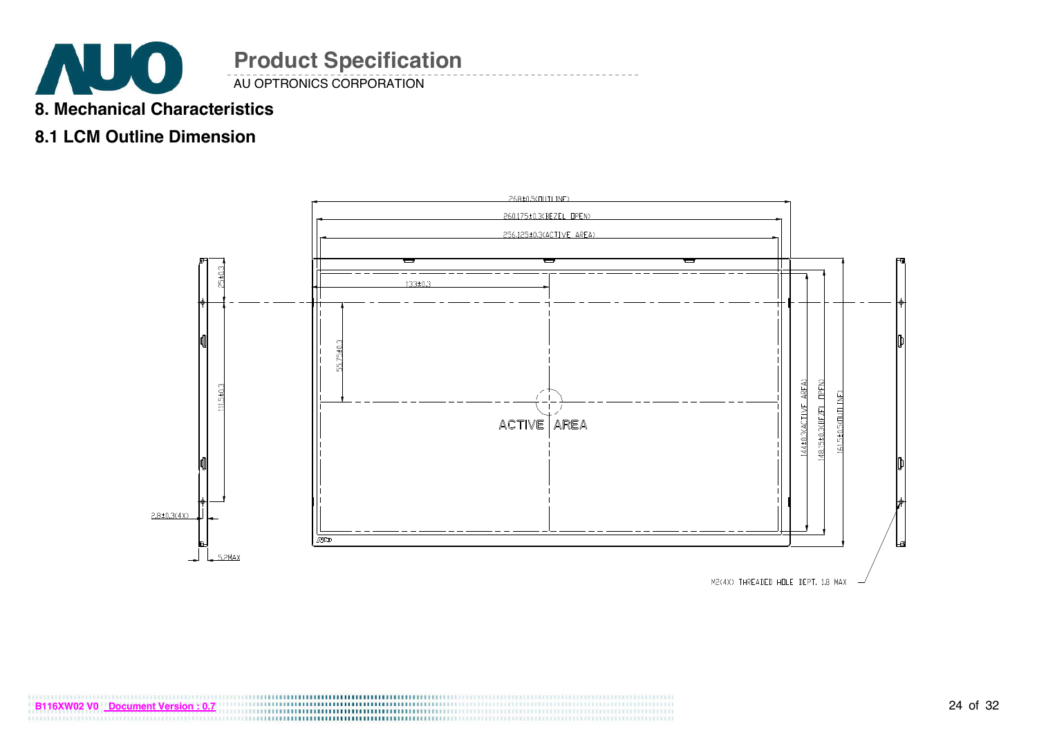## 8. Mechanical Characteristics

### 8.1 LCM Outline Dimension

268±0.5(OUTLINE)

260.175±0.3(BEZEL OPEN)

256.125±0.3(ACTIVE AREA)

133±0.3

55.75±0.3

25±0.3

111.5±0.3

2.8±0.3(4X)

5.2MAX

ACTIVE AREA

144±0.3(ACTIVE AREA)

148.15±0.3(BEZEL OPEN)

161.5±0.5(OUTLINE)

M2(4X) THREADED HOLE DEPT. 1.8 MAX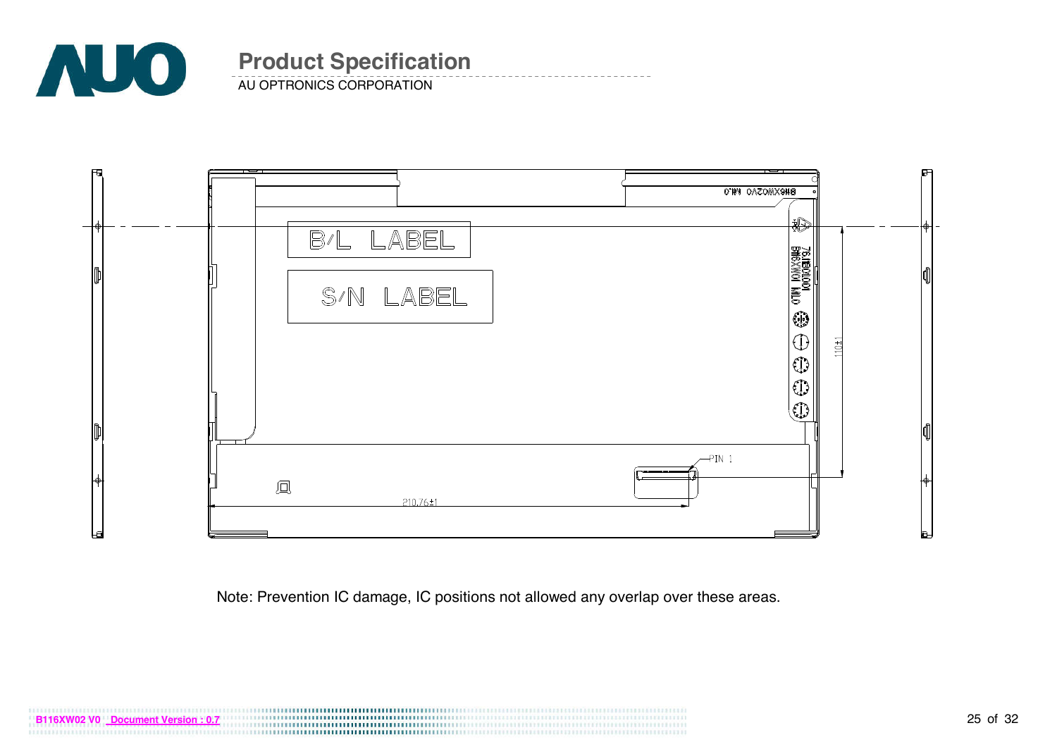B/L LABEL

S/N LABEL

PIN 1

210.76±1

110±1

Note: Prevention IC damage, IC positions not allowed any overlap over these areas.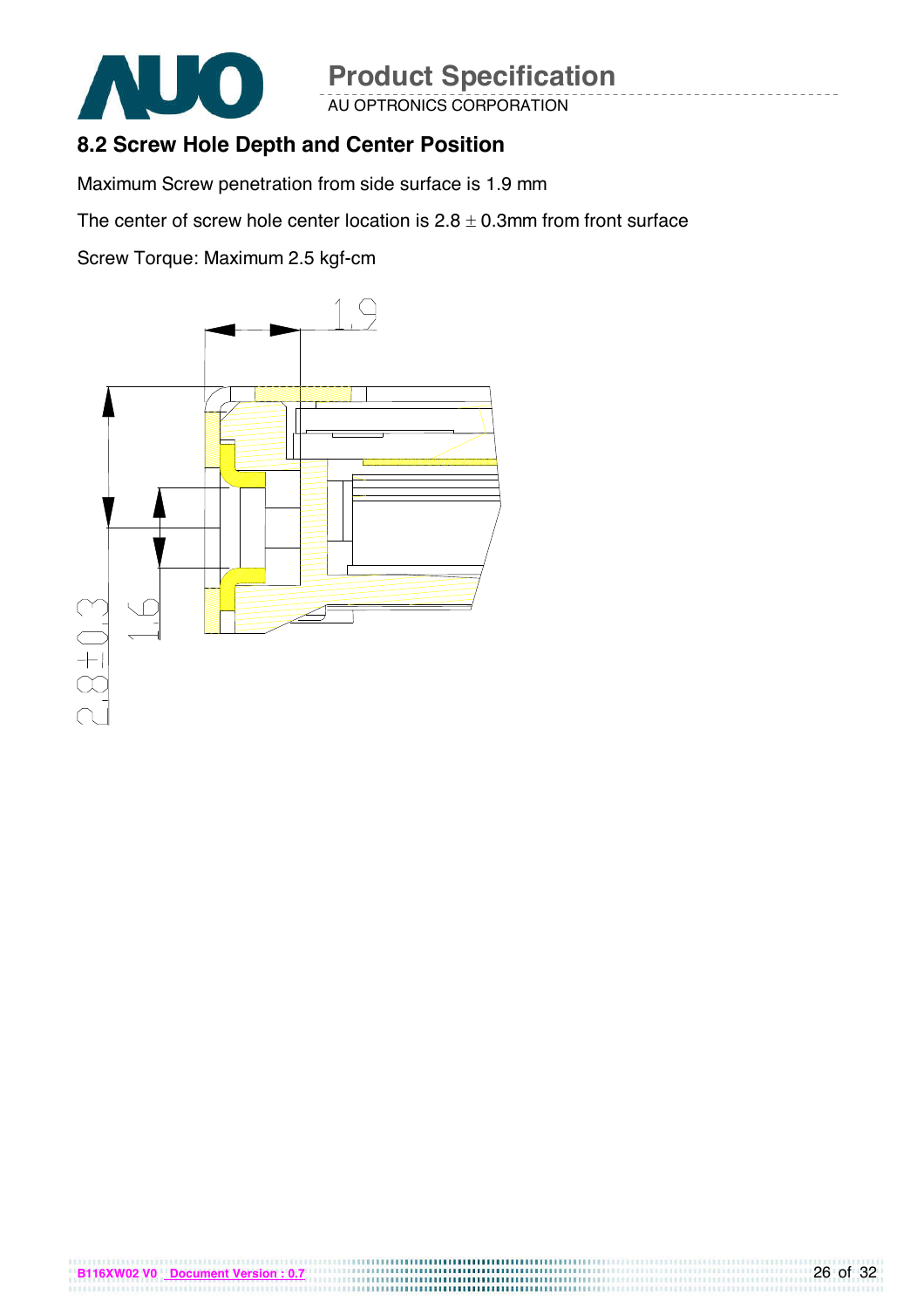## 8.2 Screw Hole Depth and Center Position

Maximum Screw penetration from side surface is 1.9 mm

The center of screw hole center location is 2.8 ± 0.3mm from front surface

Screw Torque: Maximum 2.5 kgf-cm

1.9

2.8±0.3

1.6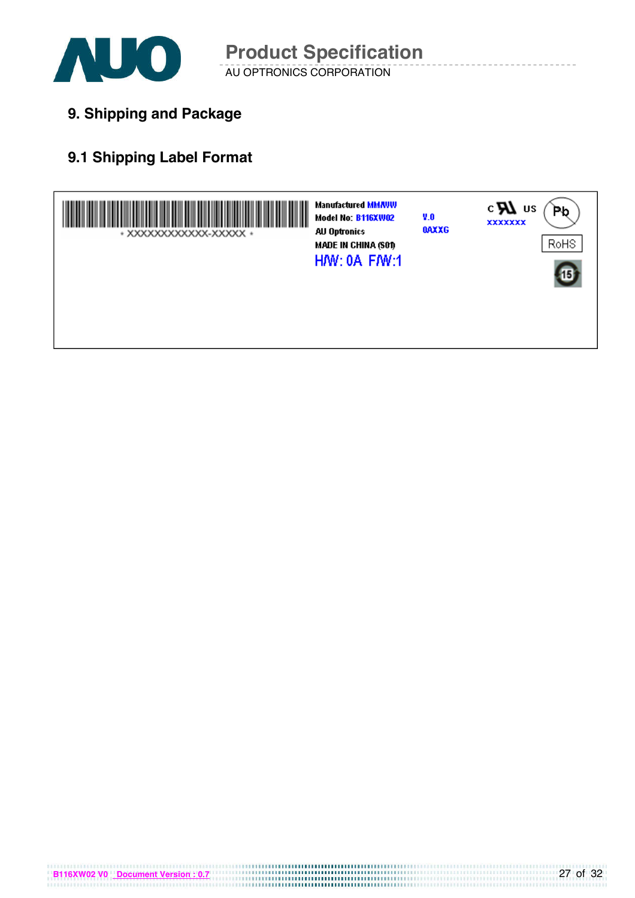## 9. Shipping and Package

### 9.1 Shipping Label Format

* XXXXXXXXXXXX-XXXXX *

Manufactured MM/WW
Model No: B116XW02
AU Optronics
MADE IN CHINA (S01)
H/W: 0A F/W:1

V.0
0AXXG

c UL us
XXXXXXX

Pb
RoHS
15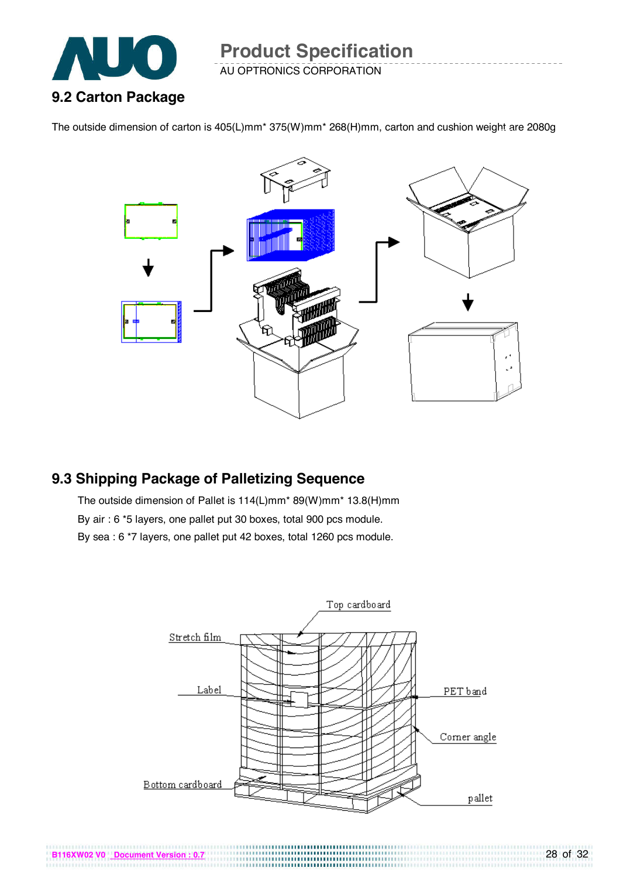## 9.2 Carton Package

The outside dimension of carton is 405(L)mm* 375(W)mm* 268(H)mm, carton and cushion weight are 2080g

## 9.3 Shipping Package of Palletizing Sequence

The outside dimension of Pallet is 114(L)mm* 89(W)mm* 13.8(H)mm

By air : 6 *5 layers, one pallet put 30 boxes, total 900 pcs module.

By sea : 6 *7 layers, one pallet put 42 boxes, total 1260 pcs module.

Top cardboard

Stretch film

Label

PET band

Corner angle

Bottom cardboard

pallet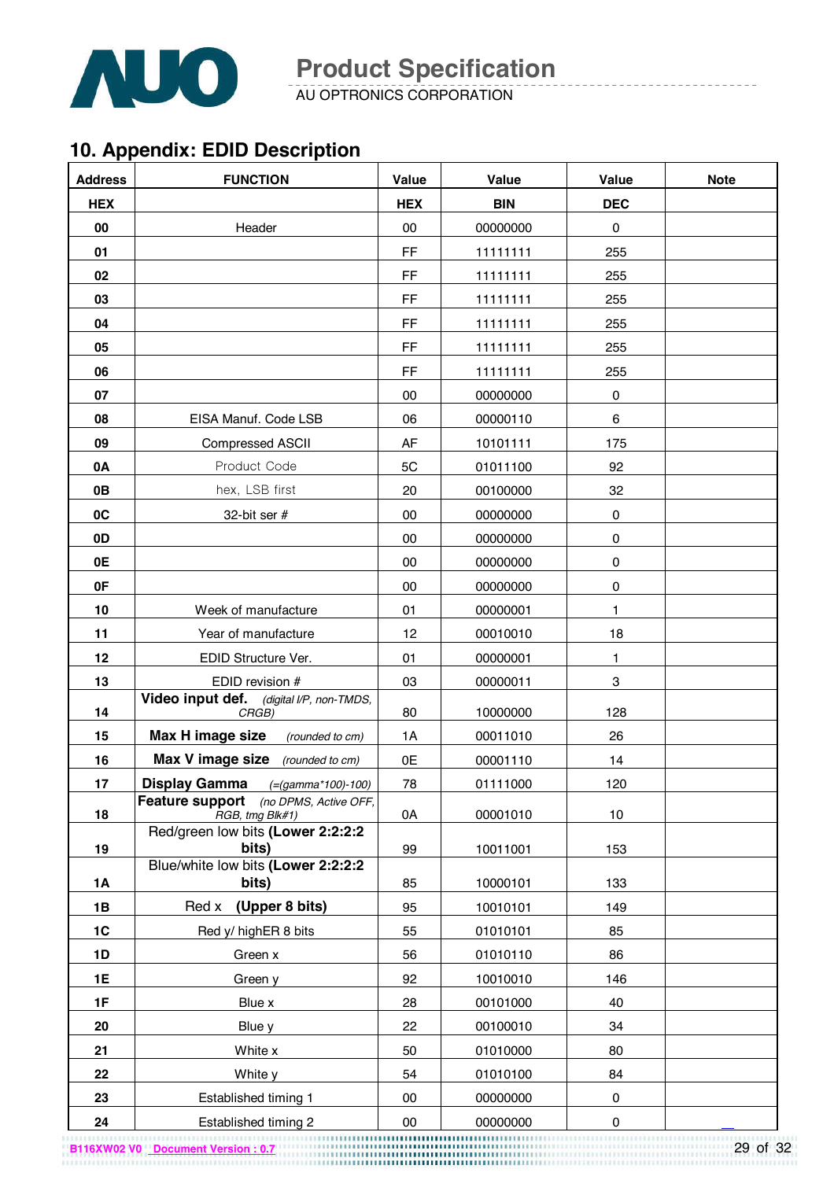## 10. Appendix: EDID Description

| Address | FUNCTION | Value | Value | Value | Note |
|---|---|---|---|---|---|
| HEX | | HEX | BIN | DEC | |
| 00 | Header | 00 | 00000000 | 0 | |
| 01 | | FF | 11111111 | 255 | |
| 02 | | FF | 11111111 | 255 | |
| 03 | | FF | 11111111 | 255 | |
| 04 | | FF | 11111111 | 255 | |
| 05 | | FF | 11111111 | 255 | |
| 06 | | FF | 11111111 | 255 | |
| 07 | | 00 | 00000000 | 0 | |
| 08 | EISA Manuf. Code LSB | 06 | 00000110 | 6 | |
| 09 | Compressed ASCII | AF | 10101111 | 175 | |
| 0A | Product Code | 5C | 01011100 | 92 | |
| 0B | hex, LSB first | 20 | 00100000 | 32 | |
| 0C | 32-bit ser # | 00 | 00000000 | 0 | |
| 0D | | 00 | 00000000 | 0 | |
| 0E | | 00 | 00000000 | 0 | |
| 0F | | 00 | 00000000 | 0 | |
| 10 | Week of manufacture | 01 | 00000001 | 1 | |
| 11 | Year of manufacture | 12 | 00010010 | 18 | |
| 12 | EDID Structure Ver. | 01 | 00000001 | 1 | |
| 13 | EDID revision # | 03 | 00000011 | 3 | |
| 14 | **Video input def.** *(digital I/P, non-TMDS, CRGB)* | 80 | 10000000 | 128 | |
| 15 | **Max H image size** *(rounded to cm)* | 1A | 00011010 | 26 | |
| 16 | **Max V image size** *(rounded to cm)* | 0E | 00001110 | 14 | |
| 17 | **Display Gamma** *(=(gamma*100)-100)* | 78 | 01111000 | 120 | |
| 18 | **Feature support** *(no DPMS, Active OFF, RGB, tmg Blk#1)* | 0A | 00001010 | 10 | |
| 19 | Red/green low bits **(Lower 2:2:2:2 bits)** | 99 | 10011001 | 153 | |
| 1A | Blue/white low bits **(Lower 2:2:2:2 bits)** | 85 | 10000101 | 133 | |
| 1B | Red x **(Upper 8 bits)** | 95 | 10010101 | 149 | |
| 1C | Red y/ highER 8 bits | 55 | 01010101 | 85 | |
| 1D | Green x | 56 | 01010110 | 86 | |
| 1E | Green y | 92 | 10010010 | 146 | |
| 1F | Blue x | 28 | 00101000 | 40 | |
| 20 | Blue y | 22 | 00100010 | 34 | |
| 21 | White x | 50 | 01010000 | 80 | |
| 22 | White y | 54 | 01010100 | 84 | |
| 23 | Established timing 1 | 00 | 00000000 | 0 | |
| 24 | Established timing 2 | 00 | 00000000 | 0 | |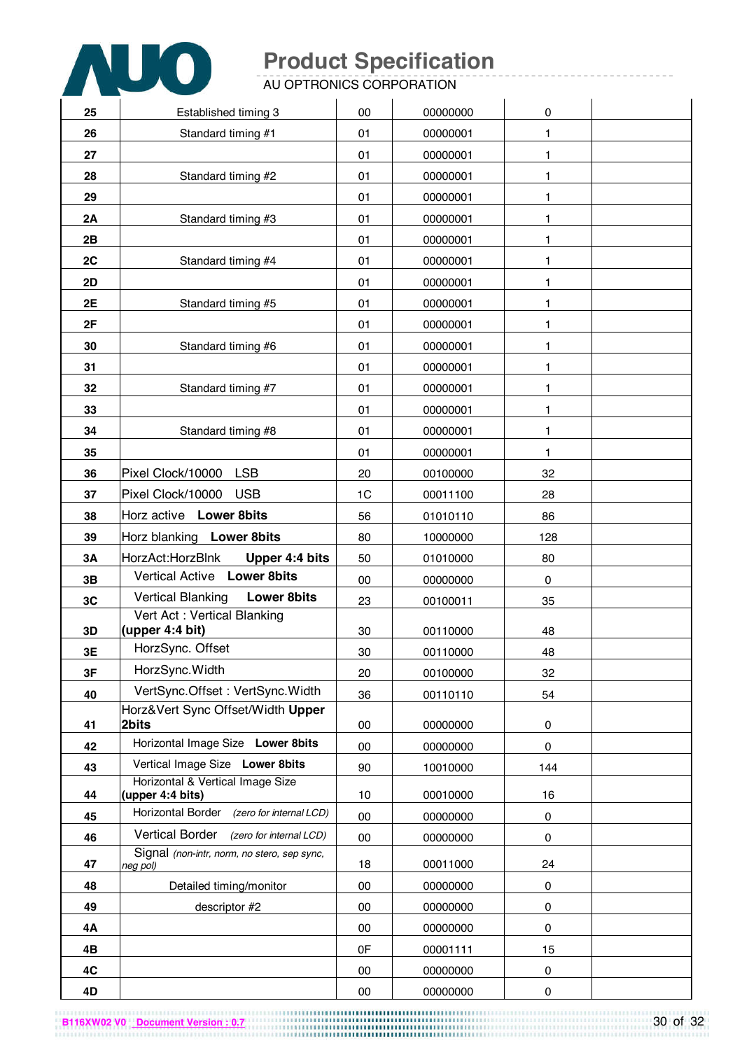| | | | | | |
|---|---|---|---|---|---|
| 25 | Established timing 3 | 00 | 00000000 | 0 | |
| 26 | Standard timing #1 | 01 | 00000001 | 1 | |
| 27 | | 01 | 00000001 | 1 | |
| 28 | Standard timing #2 | 01 | 00000001 | 1 | |
| 29 | | 01 | 00000001 | 1 | |
| 2A | Standard timing #3 | 01 | 00000001 | 1 | |
| 2B | | 01 | 00000001 | 1 | |
| 2C | Standard timing #4 | 01 | 00000001 | 1 | |
| 2D | | 01 | 00000001 | 1 | |
| 2E | Standard timing #5 | 01 | 00000001 | 1 | |
| 2F | | 01 | 00000001 | 1 | |
| 30 | Standard timing #6 | 01 | 00000001 | 1 | |
| 31 | | 01 | 00000001 | 1 | |
| 32 | Standard timing #7 | 01 | 00000001 | 1 | |
| 33 | | 01 | 00000001 | 1 | |
| 34 | Standard timing #8 | 01 | 00000001 | 1 | |
| 35 | | 01 | 00000001 | 1 | |
| 36 | Pixel Clock/10000 LSB | 20 | 00100000 | 32 | |
| 37 | Pixel Clock/10000 USB | 1C | 00011100 | 28 | |
| 38 | Horz active **Lower 8bits** | 56 | 01010110 | 86 | |
| 39 | Horz blanking **Lower 8bits** | 80 | 10000000 | 128 | |
| 3A | HorzAct:HorzBlnk **Upper 4:4 bits** | 50 | 01010000 | 80 | |
| 3B | Vertical Active **Lower 8bits** | 00 | 00000000 | 0 | |
| 3C | Vertical Blanking **Lower 8bits** | 23 | 00100011 | 35 | |
| 3D | Vert Act : Vertical Blanking **(upper 4:4 bit)** | 30 | 00110000 | 48 | |
| 3E | HorzSync. Offset | 30 | 00110000 | 48 | |
| 3F | HorzSync.Width | 20 | 00100000 | 32 | |
| 40 | VertSync.Offset : VertSync.Width | 36 | 00110110 | 54 | |
| 41 | Horz&Vert Sync Offset/Width **Upper 2bits** | 00 | 00000000 | 0 | |
| 42 | Horizontal Image Size **Lower 8bits** | 00 | 00000000 | 0 | |
| 43 | Vertical Image Size **Lower 8bits** | 90 | 10010000 | 144 | |
| 44 | Horizontal & Vertical Image Size **(upper 4:4 bits)** | 10 | 00010000 | 16 | |
| 45 | Horizontal Border *(zero for internal LCD)* | 00 | 00000000 | 0 | |
| 46 | Vertical Border *(zero for internal LCD)* | 00 | 00000000 | 0 | |
| 47 | Signal *(non-intr, norm, no stero, sep sync, neg pol)* | 18 | 00011000 | 24 | |
| 48 | Detailed timing/monitor | 00 | 00000000 | 0 | |
| 49 | descriptor #2 | 00 | 00000000 | 0 | |
| 4A | | 00 | 00000000 | 0 | |
| 4B | | 0F | 00001111 | 15 | |
| 4C | | 00 | 00000000 | 0 | |
| 4D | | 00 | 00000000 | 0 | |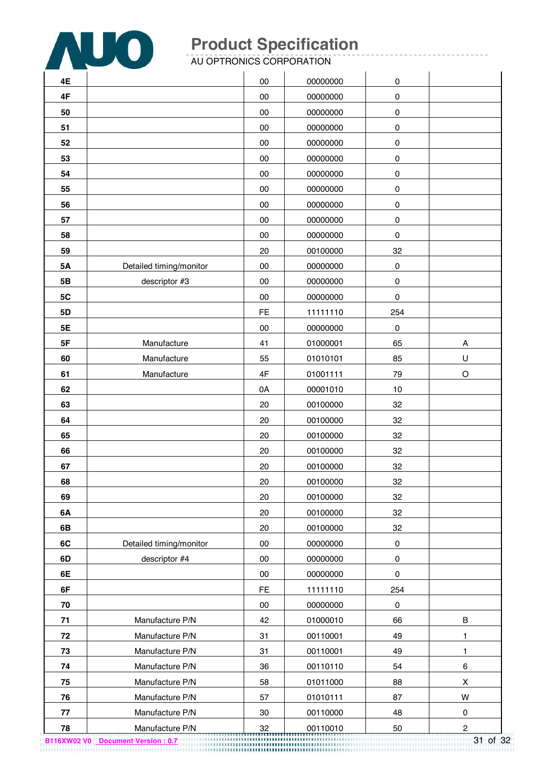| | | | | | |
|---|---|---|---|---|---|
| 4E | | 00 | 00000000 | 0 | |
| 4F | | 00 | 00000000 | 0 | |
| 50 | | 00 | 00000000 | 0 | |
| 51 | | 00 | 00000000 | 0 | |
| 52 | | 00 | 00000000 | 0 | |
| 53 | | 00 | 00000000 | 0 | |
| 54 | | 00 | 00000000 | 0 | |
| 55 | | 00 | 00000000 | 0 | |
| 56 | | 00 | 00000000 | 0 | |
| 57 | | 00 | 00000000 | 0 | |
| 58 | | 00 | 00000000 | 0 | |
| 59 | | 20 | 00100000 | 32 | |
| 5A | Detailed timing/monitor | 00 | 00000000 | 0 | |
| 5B | descriptor #3 | 00 | 00000000 | 0 | |
| 5C | | 00 | 00000000 | 0 | |
| 5D | | FE | 11111110 | 254 | |
| 5E | | 00 | 00000000 | 0 | |
| 5F | Manufacture | 41 | 01000001 | 65 | A |
| 60 | Manufacture | 55 | 01010101 | 85 | U |
| 61 | Manufacture | 4F | 01001111 | 79 | O |
| 62 | | 0A | 00001010 | 10 | |
| 63 | | 20 | 00100000 | 32 | |
| 64 | | 20 | 00100000 | 32 | |
| 65 | | 20 | 00100000 | 32 | |
| 66 | | 20 | 00100000 | 32 | |
| 67 | | 20 | 00100000 | 32 | |
| 68 | | 20 | 00100000 | 32 | |
| 69 | | 20 | 00100000 | 32 | |
| 6A | | 20 | 00100000 | 32 | |
| 6B | | 20 | 00100000 | 32 | |
| 6C | Detailed timing/monitor | 00 | 00000000 | 0 | |
| 6D | descriptor #4 | 00 | 00000000 | 0 | |
| 6E | | 00 | 00000000 | 0 | |
| 6F | | FE | 11111110 | 254 | |
| 70 | | 00 | 00000000 | 0 | |
| 71 | Manufacture P/N | 42 | 01000010 | 66 | B |
| 72 | Manufacture P/N | 31 | 00110001 | 49 | 1 |
| 73 | Manufacture P/N | 31 | 00110001 | 49 | 1 |
| 74 | Manufacture P/N | 36 | 00110110 | 54 | 6 |
| 75 | Manufacture P/N | 58 | 01011000 | 88 | X |
| 76 | Manufacture P/N | 57 | 01010111 | 87 | W |
| 77 | Manufacture P/N | 30 | 00110000 | 48 | 0 |
| 78 | Manufacture P/N | 32 | 00110010 | 50 | 2 |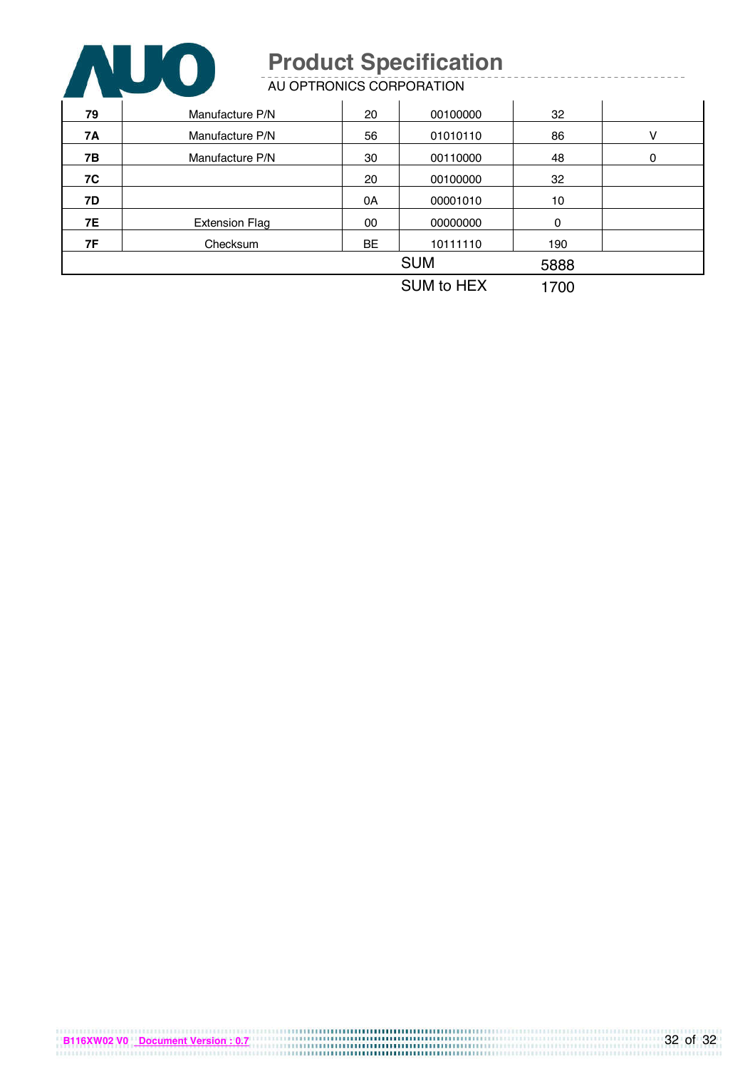| | | | | | |
|---|---|---|---|---|---|
| **79** | Manufacture P/N | 20 | 00100000 | 32 | |
| **7A** | Manufacture P/N | 56 | 01010110 | 86 | V |
| **7B** | Manufacture P/N | 30 | 00110000 | 48 | 0 |
| **7C** | | 20 | 00100000 | 32 | |
| **7D** | | 0A | 00001010 | 10 | |
| **7E** | Extension Flag | 00 | 00000000 | 0 | |
| **7F** | Checksum | BE | 10111110 | 190 | |
| | | | SUM | 5888 | |
| | | | SUM to HEX | 1700 | |